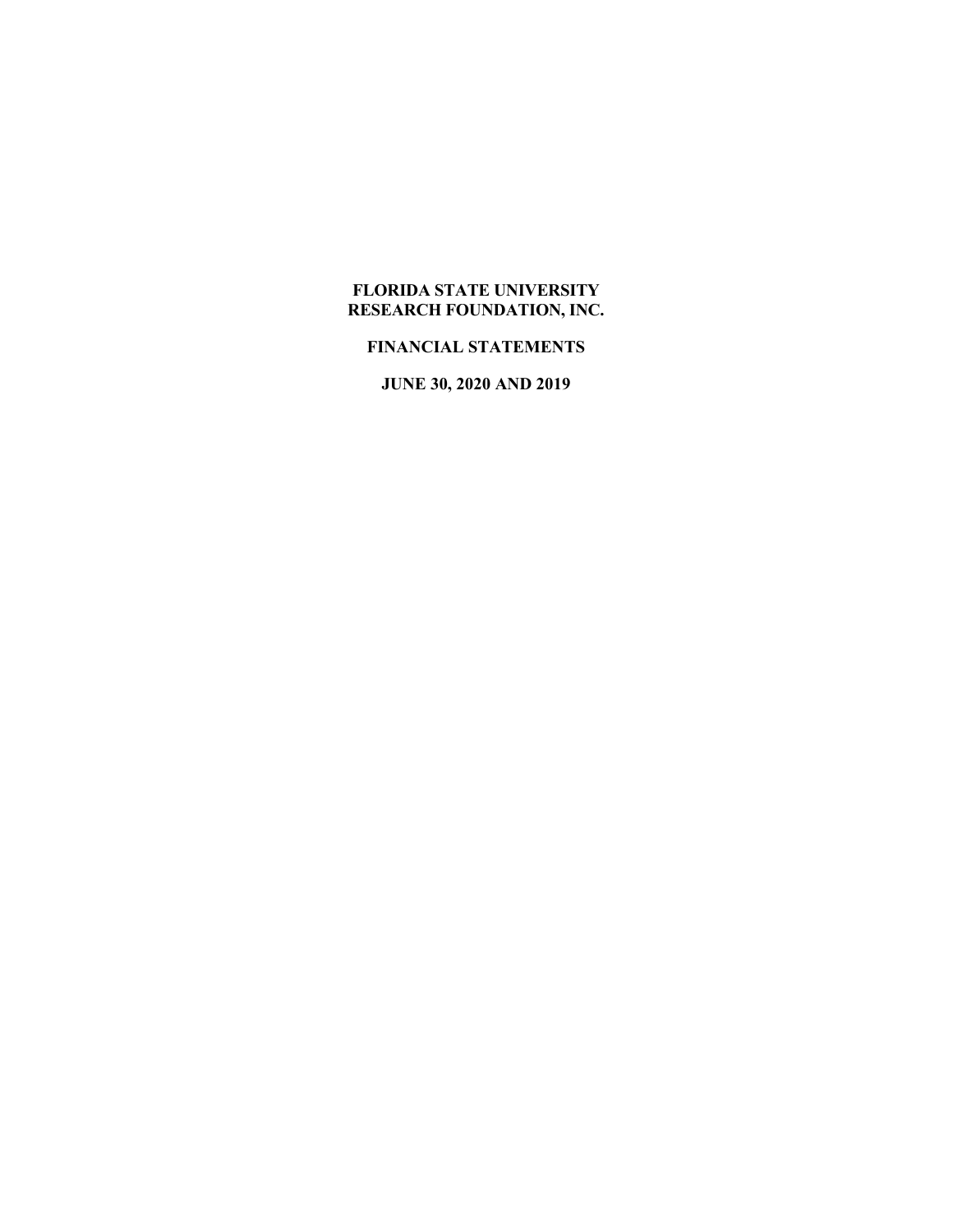# FLORIDA STATE UNIVERSITY RESEARCH FOUNDATION, INC.

## FINANCIAL STATEMENTS

## JUNE 30, 2020 AND 2019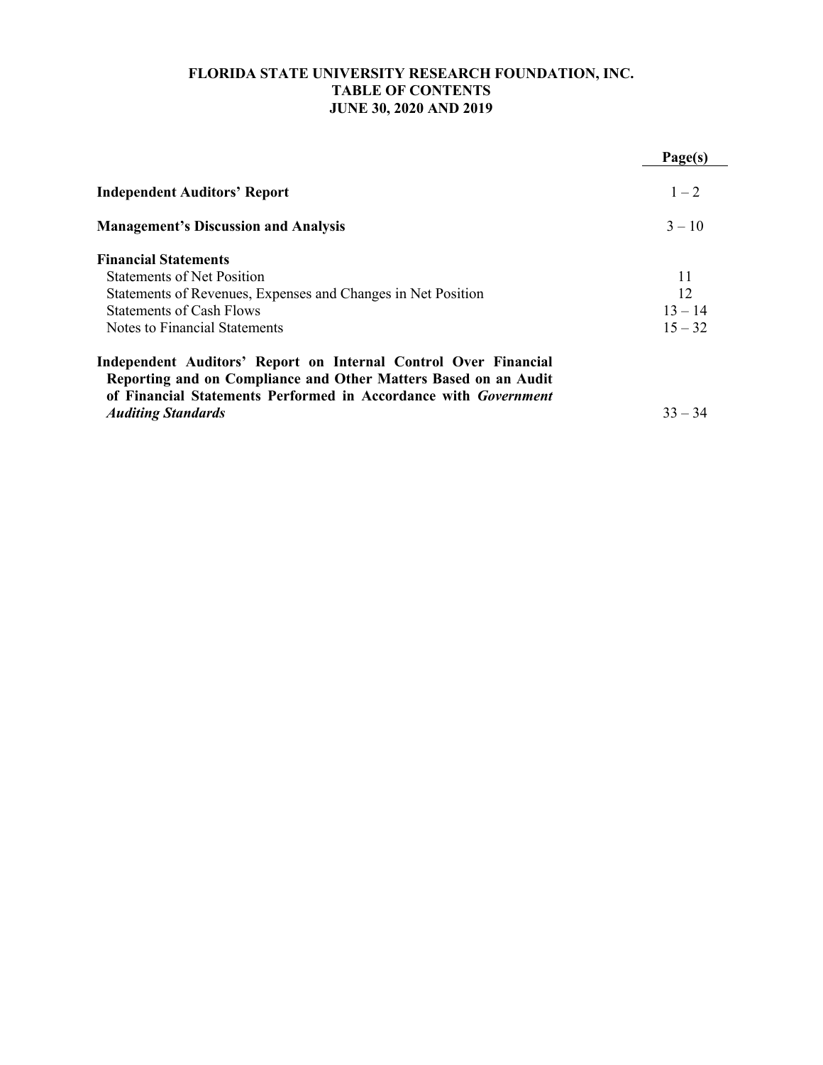# FLORIDA STATE UNIVERSITY RESEARCH FOUNDATION, INC.
## TABLE OF CONTENTS
### JUNE 30, 2020 AND 2019

| | Page(s) |
|---|---|
| **Independent Auditors' Report** | 1 – 2 |
| **Management's Discussion and Analysis** | 3 – 10 |
| **Financial Statements** | |
| Statements of Net Position | 11 |
| Statements of Revenues, Expenses and Changes in Net Position | 12 |
| Statements of Cash Flows | 13 – 14 |
| Notes to Financial Statements | 15 – 32 |
| **Independent Auditors' Report on Internal Control Over Financial Reporting and on Compliance and Other Matters Based on an Audit of Financial Statements Performed in Accordance with *Government Auditing Standards*** | 33 – 34 |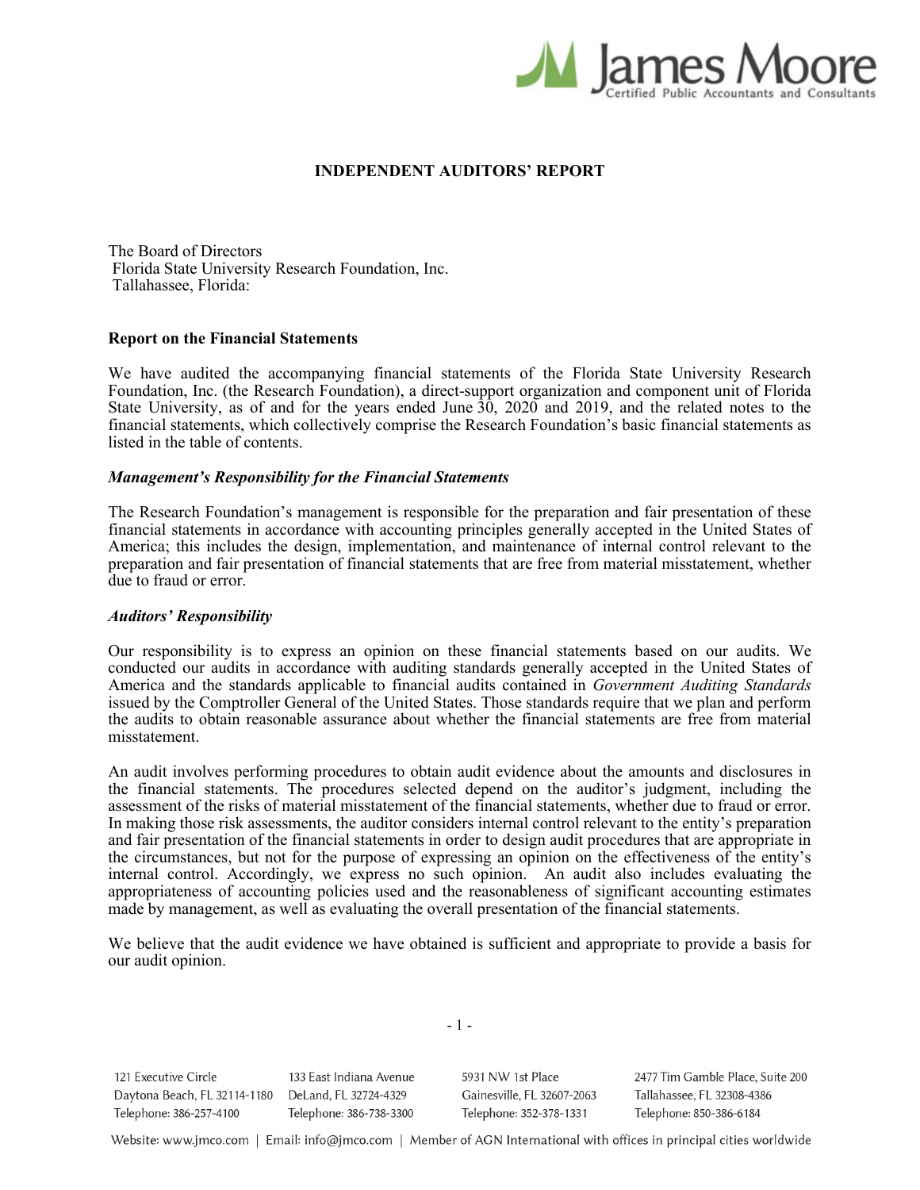# INDEPENDENT AUDITORS' REPORT

The Board of Directors
Florida State University Research Foundation, Inc.
Tallahassee, Florida:

**Report on the Financial Statements**

We have audited the accompanying financial statements of the Florida State University Research Foundation, Inc. (the Research Foundation), a direct-support organization and component unit of Florida State University, as of and for the years ended June 30, 2020 and 2019, and the related notes to the financial statements, which collectively comprise the Research Foundation's basic financial statements as listed in the table of contents.

***Management's Responsibility for the Financial Statements***

The Research Foundation's management is responsible for the preparation and fair presentation of these financial statements in accordance with accounting principles generally accepted in the United States of America; this includes the design, implementation, and maintenance of internal control relevant to the preparation and fair presentation of financial statements that are free from material misstatement, whether due to fraud or error.

***Auditors' Responsibility***

Our responsibility is to express an opinion on these financial statements based on our audits. We conducted our audits in accordance with auditing standards generally accepted in the United States of America and the standards applicable to financial audits contained in *Government Auditing Standards* issued by the Comptroller General of the United States. Those standards require that we plan and perform the audits to obtain reasonable assurance about whether the financial statements are free from material misstatement.

An audit involves performing procedures to obtain audit evidence about the amounts and disclosures in the financial statements. The procedures selected depend on the auditor's judgment, including the assessment of the risks of material misstatement of the financial statements, whether due to fraud or error. In making those risk assessments, the auditor considers internal control relevant to the entity's preparation and fair presentation of the financial statements in order to design audit procedures that are appropriate in the circumstances, but not for the purpose of expressing an opinion on the effectiveness of the entity's internal control. Accordingly, we express no such opinion. An audit also includes evaluating the appropriateness of accounting policies used and the reasonableness of significant accounting estimates made by management, as well as evaluating the overall presentation of the financial statements.

We believe that the audit evidence we have obtained is sufficient and appropriate to provide a basis for our audit opinion.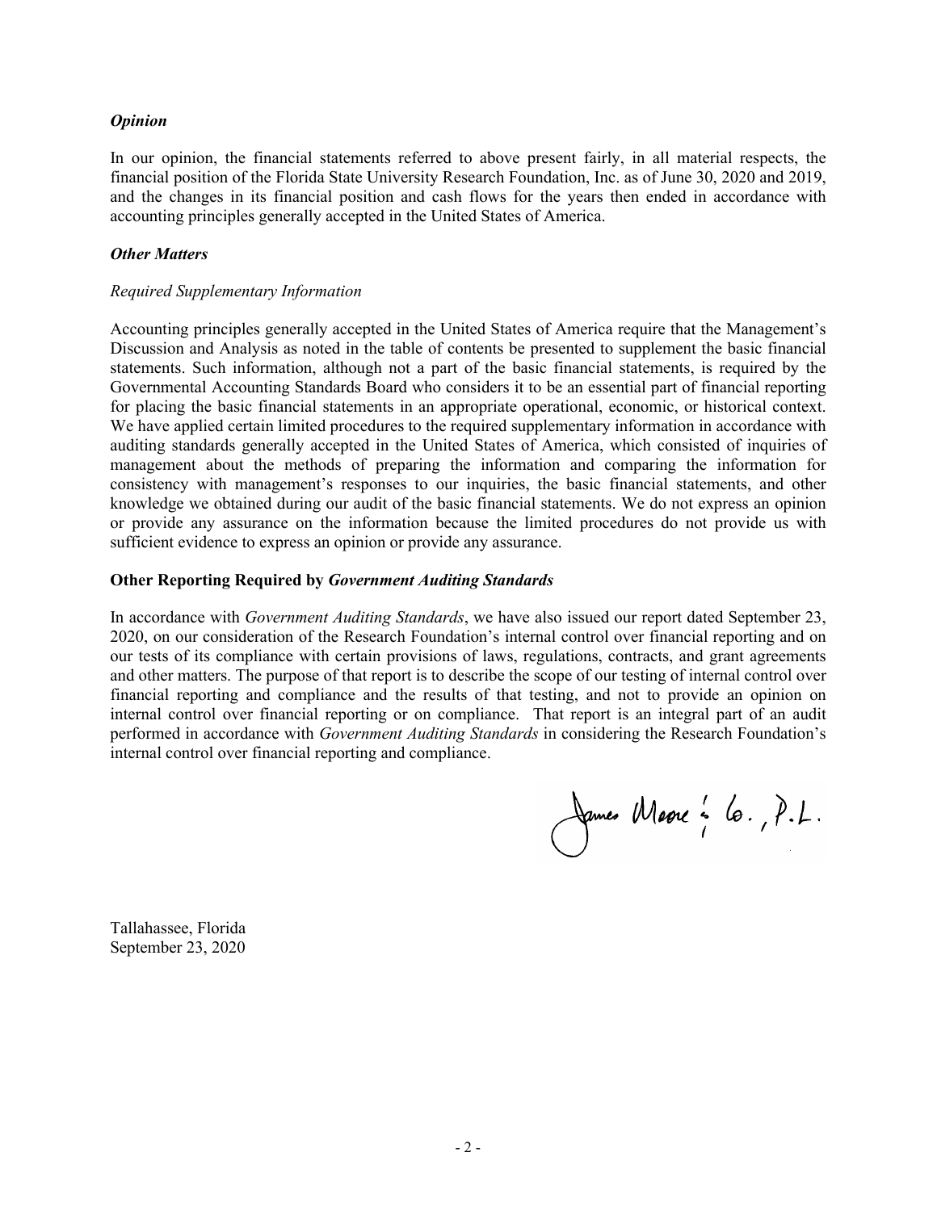### *Opinion*

In our opinion, the financial statements referred to above present fairly, in all material respects, the financial position of the Florida State University Research Foundation, Inc. as of June 30, 2020 and 2019, and the changes in its financial position and cash flows for the years then ended in accordance with accounting principles generally accepted in the United States of America.

### *Other Matters*

*Required Supplementary Information*

Accounting principles generally accepted in the United States of America require that the Management's Discussion and Analysis as noted in the table of contents be presented to supplement the basic financial statements. Such information, although not a part of the basic financial statements, is required by the Governmental Accounting Standards Board who considers it to be an essential part of financial reporting for placing the basic financial statements in an appropriate operational, economic, or historical context. We have applied certain limited procedures to the required supplementary information in accordance with auditing standards generally accepted in the United States of America, which consisted of inquiries of management about the methods of preparing the information and comparing the information for consistency with management's responses to our inquiries, the basic financial statements, and other knowledge we obtained during our audit of the basic financial statements. We do not express an opinion or provide any assurance on the information because the limited procedures do not provide us with sufficient evidence to express an opinion or provide any assurance.

### Other Reporting Required by *Government Auditing Standards*

In accordance with *Government Auditing Standards*, we have also issued our report dated September 23, 2020, on our consideration of the Research Foundation's internal control over financial reporting and on our tests of its compliance with certain provisions of laws, regulations, contracts, and grant agreements and other matters. The purpose of that report is to describe the scope of our testing of internal control over financial reporting and compliance and the results of that testing, and not to provide an opinion on internal control over financial reporting or on compliance. That report is an integral part of an audit performed in accordance with *Government Auditing Standards* in considering the Research Foundation's internal control over financial reporting and compliance.

James Moore & Co., P.L.

Tallahassee, Florida
September 23, 2020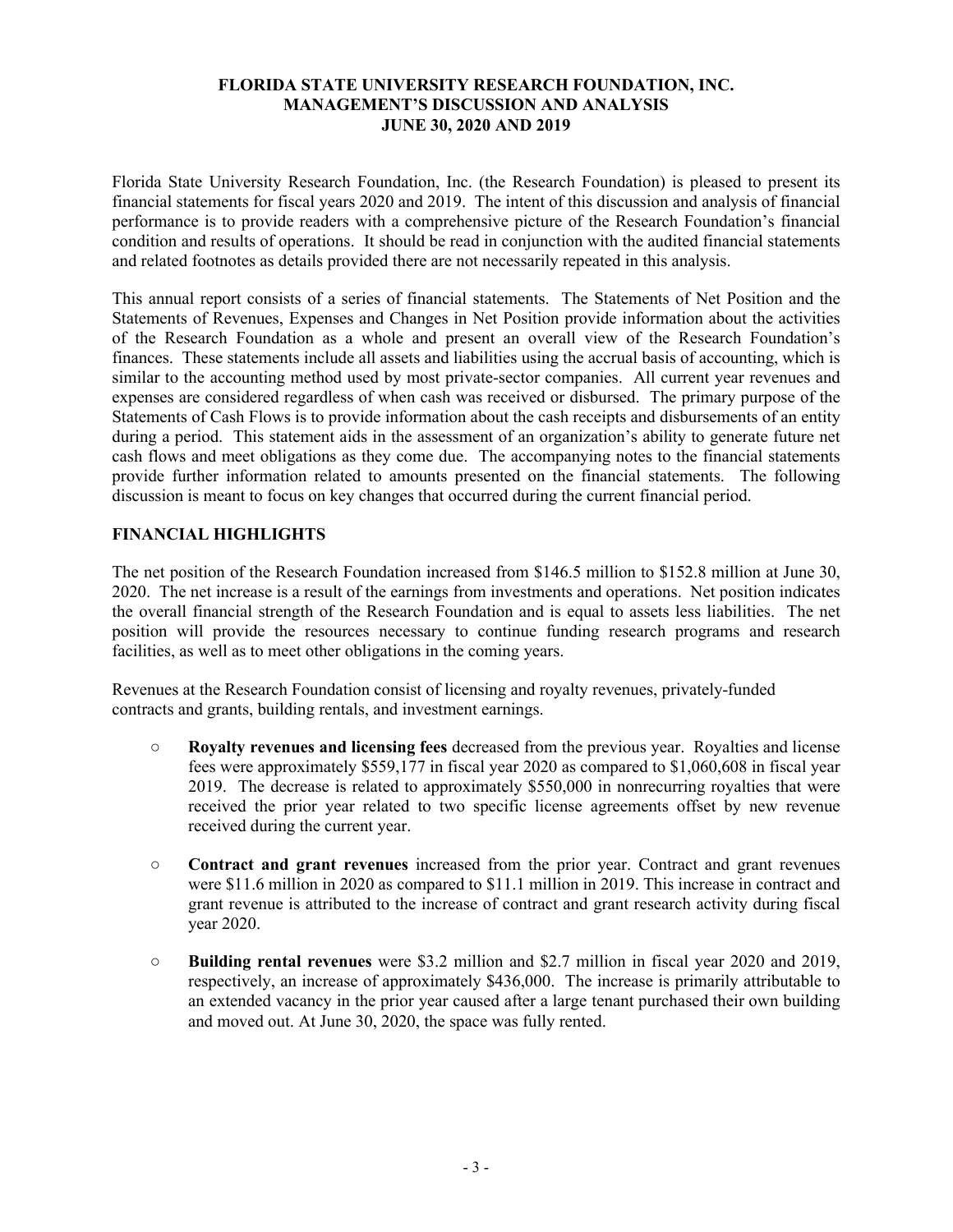# FLORIDA STATE UNIVERSITY RESEARCH FOUNDATION, INC.
## MANAGEMENT'S DISCUSSION AND ANALYSIS
### JUNE 30, 2020 AND 2019

Florida State University Research Foundation, Inc. (the Research Foundation) is pleased to present its financial statements for fiscal years 2020 and 2019. The intent of this discussion and analysis of financial performance is to provide readers with a comprehensive picture of the Research Foundation's financial condition and results of operations. It should be read in conjunction with the audited financial statements and related footnotes as details provided there are not necessarily repeated in this analysis.

This annual report consists of a series of financial statements. The Statements of Net Position and the Statements of Revenues, Expenses and Changes in Net Position provide information about the activities of the Research Foundation as a whole and present an overall view of the Research Foundation's finances. These statements include all assets and liabilities using the accrual basis of accounting, which is similar to the accounting method used by most private-sector companies. All current year revenues and expenses are considered regardless of when cash was received or disbursed. The primary purpose of the Statements of Cash Flows is to provide information about the cash receipts and disbursements of an entity during a period. This statement aids in the assessment of an organization's ability to generate future net cash flows and meet obligations as they come due. The accompanying notes to the financial statements provide further information related to amounts presented on the financial statements. The following discussion is meant to focus on key changes that occurred during the current financial period.

## FINANCIAL HIGHLIGHTS

The net position of the Research Foundation increased from $146.5 million to $152.8 million at June 30, 2020. The net increase is a result of the earnings from investments and operations. Net position indicates the overall financial strength of the Research Foundation and is equal to assets less liabilities. The net position will provide the resources necessary to continue funding research programs and research facilities, as well as to meet other obligations in the coming years.

Revenues at the Research Foundation consist of licensing and royalty revenues, privately-funded contracts and grants, building rentals, and investment earnings.

- **Royalty revenues and licensing fees** decreased from the previous year. Royalties and license fees were approximately $559,177 in fiscal year 2020 as compared to $1,060,608 in fiscal year 2019. The decrease is related to approximately $550,000 in nonrecurring royalties that were received the prior year related to two specific license agreements offset by new revenue received during the current year.

- **Contract and grant revenues** increased from the prior year. Contract and grant revenues were $11.6 million in 2020 as compared to $11.1 million in 2019. This increase in contract and grant revenue is attributed to the increase of contract and grant research activity during fiscal year 2020.

- **Building rental revenues** were $3.2 million and $2.7 million in fiscal year 2020 and 2019, respectively, an increase of approximately $436,000. The increase is primarily attributable to an extended vacancy in the prior year caused after a large tenant purchased their own building and moved out. At June 30, 2020, the space was fully rented.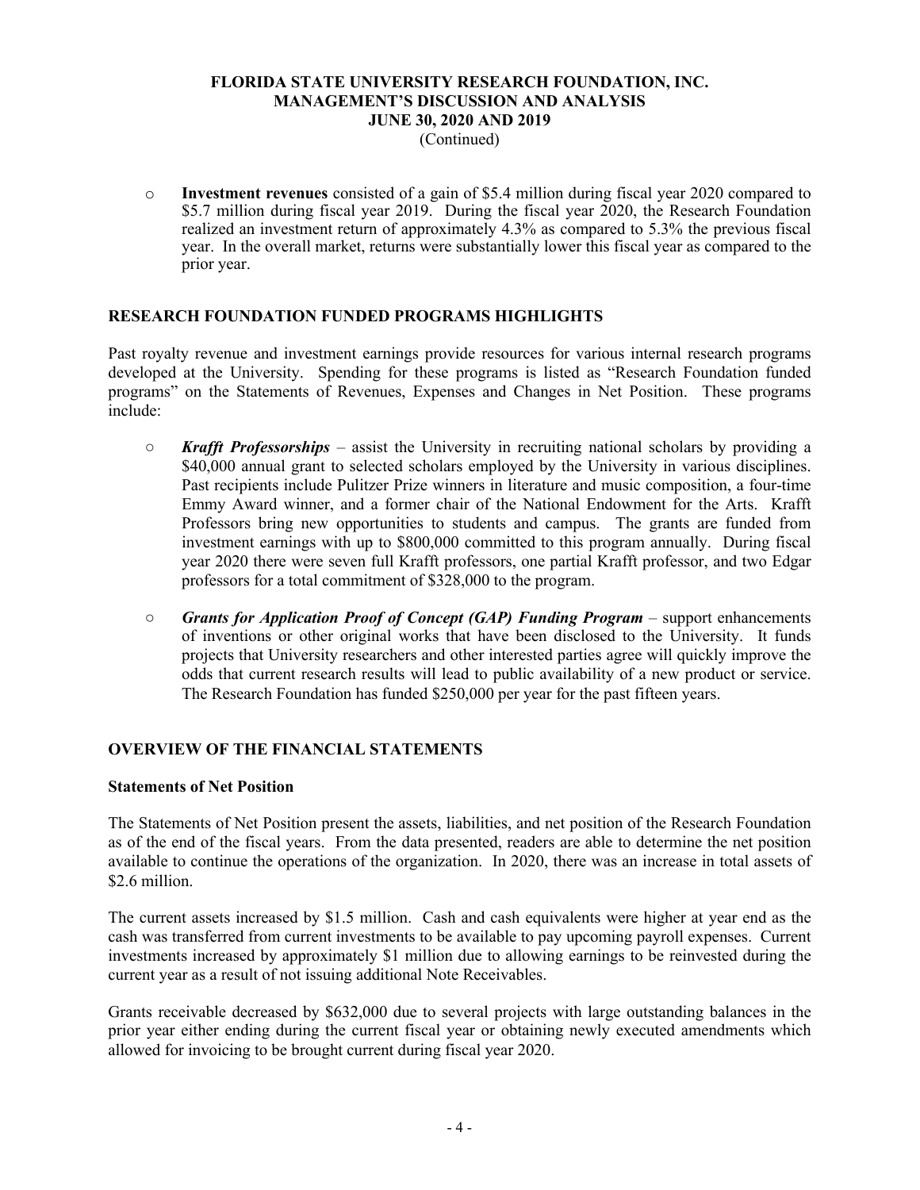- **Investment revenues** consisted of a gain of \$5.4 million during fiscal year 2020 compared to \$5.7 million during fiscal year 2019. During the fiscal year 2020, the Research Foundation realized an investment return of approximately 4.3% as compared to 5.3% the previous fiscal year. In the overall market, returns were substantially lower this fiscal year as compared to the prior year.

## RESEARCH FOUNDATION FUNDED PROGRAMS HIGHLIGHTS

Past royalty revenue and investment earnings provide resources for various internal research programs developed at the University. Spending for these programs is listed as "Research Foundation funded programs" on the Statements of Revenues, Expenses and Changes in Net Position. These programs include:

- ***Krafft Professorships*** – assist the University in recruiting national scholars by providing a \$40,000 annual grant to selected scholars employed by the University in various disciplines. Past recipients include Pulitzer Prize winners in literature and music composition, a four-time Emmy Award winner, and a former chair of the National Endowment for the Arts. Krafft Professors bring new opportunities to students and campus. The grants are funded from investment earnings with up to \$800,000 committed to this program annually. During fiscal year 2020 there were seven full Krafft professors, one partial Krafft professor, and two Edgar professors for a total commitment of \$328,000 to the program.

- ***Grants for Application Proof of Concept (GAP) Funding Program*** – support enhancements of inventions or other original works that have been disclosed to the University. It funds projects that University researchers and other interested parties agree will quickly improve the odds that current research results will lead to public availability of a new product or service. The Research Foundation has funded \$250,000 per year for the past fifteen years.

## OVERVIEW OF THE FINANCIAL STATEMENTS

### Statements of Net Position

The Statements of Net Position present the assets, liabilities, and net position of the Research Foundation as of the end of the fiscal years. From the data presented, readers are able to determine the net position available to continue the operations of the organization. In 2020, there was an increase in total assets of \$2.6 million.

The current assets increased by \$1.5 million. Cash and cash equivalents were higher at year end as the cash was transferred from current investments to be available to pay upcoming payroll expenses. Current investments increased by approximately \$1 million due to allowing earnings to be reinvested during the current year as a result of not issuing additional Note Receivables.

Grants receivable decreased by \$632,000 due to several projects with large outstanding balances in the prior year either ending during the current fiscal year or obtaining newly executed amendments which allowed for invoicing to be brought current during fiscal year 2020.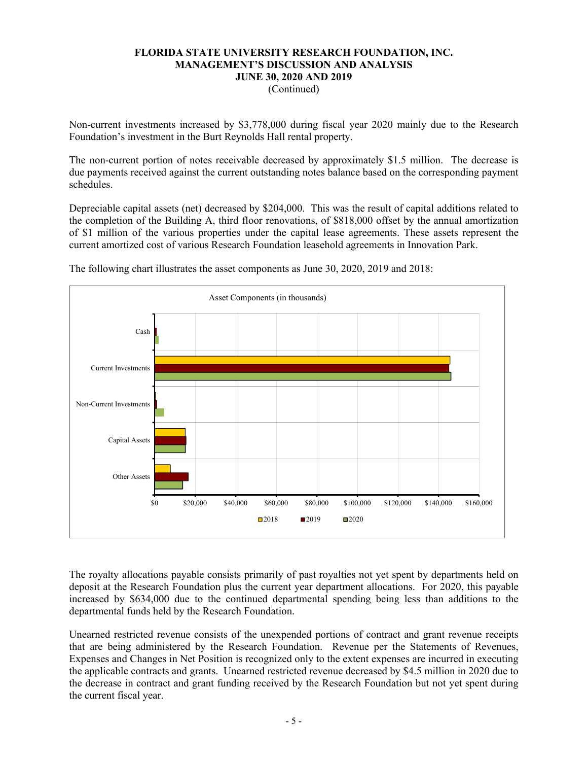**FLORIDA STATE UNIVERSITY RESEARCH FOUNDATION, INC.**
**MANAGEMENT'S DISCUSSION AND ANALYSIS**
**JUNE 30, 2020 AND 2019**
(Continued)

Non-current investments increased by $3,778,000 during fiscal year 2020 mainly due to the Research Foundation's investment in the Burt Reynolds Hall rental property.

The non-current portion of notes receivable decreased by approximately $1.5 million. The decrease is due payments received against the current outstanding notes balance based on the corresponding payment schedules.

Depreciable capital assets (net) decreased by $204,000. This was the result of capital additions related to the completion of the Building A, third floor renovations, of $818,000 offset by the annual amortization of $1 million of the various properties under the capital lease agreements. These assets represent the current amortized cost of various Research Foundation leasehold agreements in Innovation Park.

The following chart illustrates the asset components as June 30, 2020, 2019 and 2018:

Asset Components (in thousands)

Cash

Current Investments

Non-Current Investments

Capital Assets

Other Assets

$0 $20,000 $40,000 $60,000 $80,000 $100,000 $120,000 $140,000 $160,000

2018 2019 2020

The royalty allocations payable consists primarily of past royalties not yet spent by departments held on deposit at the Research Foundation plus the current year department allocations. For 2020, this payable increased by $634,000 due to the continued departmental spending being less than additions to the departmental funds held by the Research Foundation.

Unearned restricted revenue consists of the unexpended portions of contract and grant revenue receipts that are being administered by the Research Foundation. Revenue per the Statements of Revenues, Expenses and Changes in Net Position is recognized only to the extent expenses are incurred in executing the applicable contracts and grants. Unearned restricted revenue decreased by $4.5 million in 2020 due to the decrease in contract and grant funding received by the Research Foundation but not yet spent during the current fiscal year.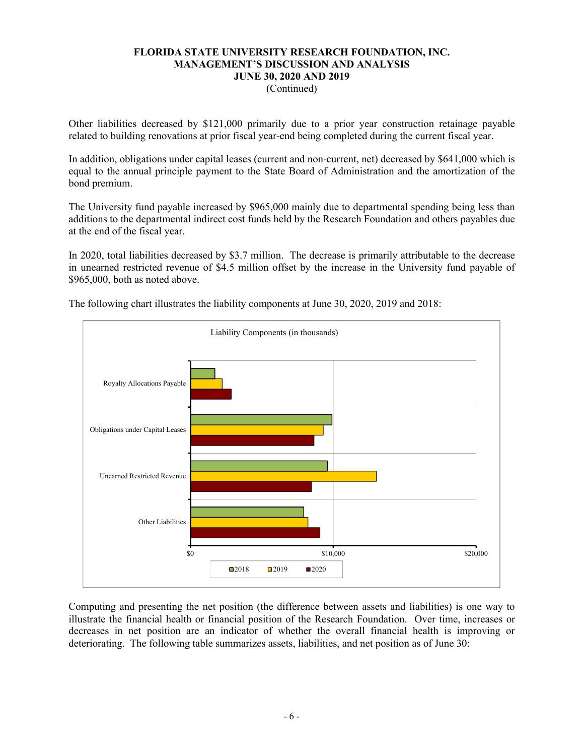Other liabilities decreased by $121,000 primarily due to a prior year construction retainage payable related to building renovations at prior fiscal year-end being completed during the current fiscal year.

In addition, obligations under capital leases (current and non-current, net) decreased by $641,000 which is equal to the annual principle payment to the State Board of Administration and the amortization of the bond premium.

The University fund payable increased by $965,000 mainly due to departmental spending being less than additions to the departmental indirect cost funds held by the Research Foundation and others payables due at the end of the fiscal year.

In 2020, total liabilities decreased by $3.7 million. The decrease is primarily attributable to the decrease in unearned restricted revenue of $4.5 million offset by the increase in the University fund payable of $965,000, both as noted above.

The following chart illustrates the liability components at June 30, 2020, 2019 and 2018:

Liability Components (in thousands)

Categories: Royalty Allocations Payable, Obligations under Capital Leases, Unearned Restricted Revenue, Other Liabilities

Axis: $0, $10,000, $20,000

Legend: 2018, 2019, 2020

Computing and presenting the net position (the difference between assets and liabilities) is one way to illustrate the financial health or financial position of the Research Foundation. Over time, increases or decreases in net position are an indicator of whether the overall financial health is improving or deteriorating. The following table summarizes assets, liabilities, and net position as of June 30: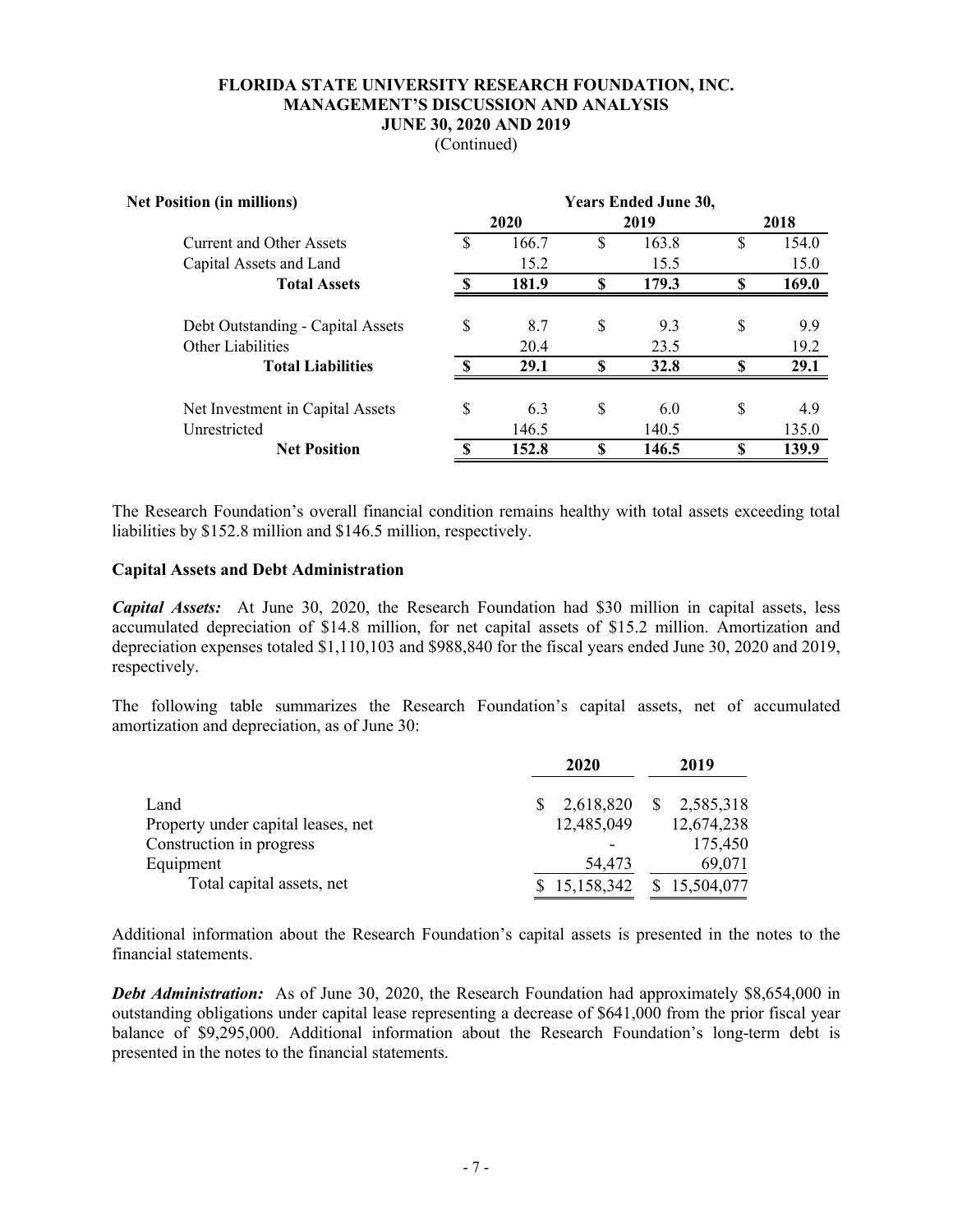# FLORIDA STATE UNIVERSITY RESEARCH FOUNDATION, INC.
## MANAGEMENT'S DISCUSSION AND ANALYSIS
## JUNE 30, 2020 AND 2019
(Continued)

| Net Position (in millions) | Years Ended June 30, | | |
|---|---|---|---|
| | 2020 | 2019 | 2018 |
| Current and Other Assets | $ 166.7 | $ 163.8 | $ 154.0 |
| Capital Assets and Land | 15.2 | 15.5 | 15.0 |
| **Total Assets** | **$ 181.9** | **$ 179.3** | **$ 169.0** |
| Debt Outstanding - Capital Assets | $ 8.7 | $ 9.3 | $ 9.9 |
| Other Liabilities | 20.4 | 23.5 | 19.2 |
| **Total Liabilities** | **$ 29.1** | **$ 32.8** | **$ 29.1** |
| Net Investment in Capital Assets | $ 6.3 | $ 6.0 | $ 4.9 |
| Unrestricted | 146.5 | 140.5 | 135.0 |
| **Net Position** | **$ 152.8** | **$ 146.5** | **$ 139.9** |

The Research Foundation's overall financial condition remains healthy with total assets exceeding total liabilities by $152.8 million and $146.5 million, respectively.

**Capital Assets and Debt Administration**

***Capital Assets:*** At June 30, 2020, the Research Foundation had $30 million in capital assets, less accumulated depreciation of $14.8 million, for net capital assets of $15.2 million. Amortization and depreciation expenses totaled $1,110,103 and $988,840 for the fiscal years ended June 30, 2020 and 2019, respectively.

The following table summarizes the Research Foundation's capital assets, net of accumulated amortization and depreciation, as of June 30:

| | 2020 | 2019 |
|---|---|---|
| Land | $ 2,618,820 | $ 2,585,318 |
| Property under capital leases, net | 12,485,049 | 12,674,238 |
| Construction in progress | - | 175,450 |
| Equipment | 54,473 | 69,071 |
| Total capital assets, net | $ 15,158,342 | $ 15,504,077 |

Additional information about the Research Foundation's capital assets is presented in the notes to the financial statements.

***Debt Administration:*** As of June 30, 2020, the Research Foundation had approximately $8,654,000 in outstanding obligations under capital lease representing a decrease of $641,000 from the prior fiscal year balance of $9,295,000. Additional information about the Research Foundation's long-term debt is presented in the notes to the financial statements.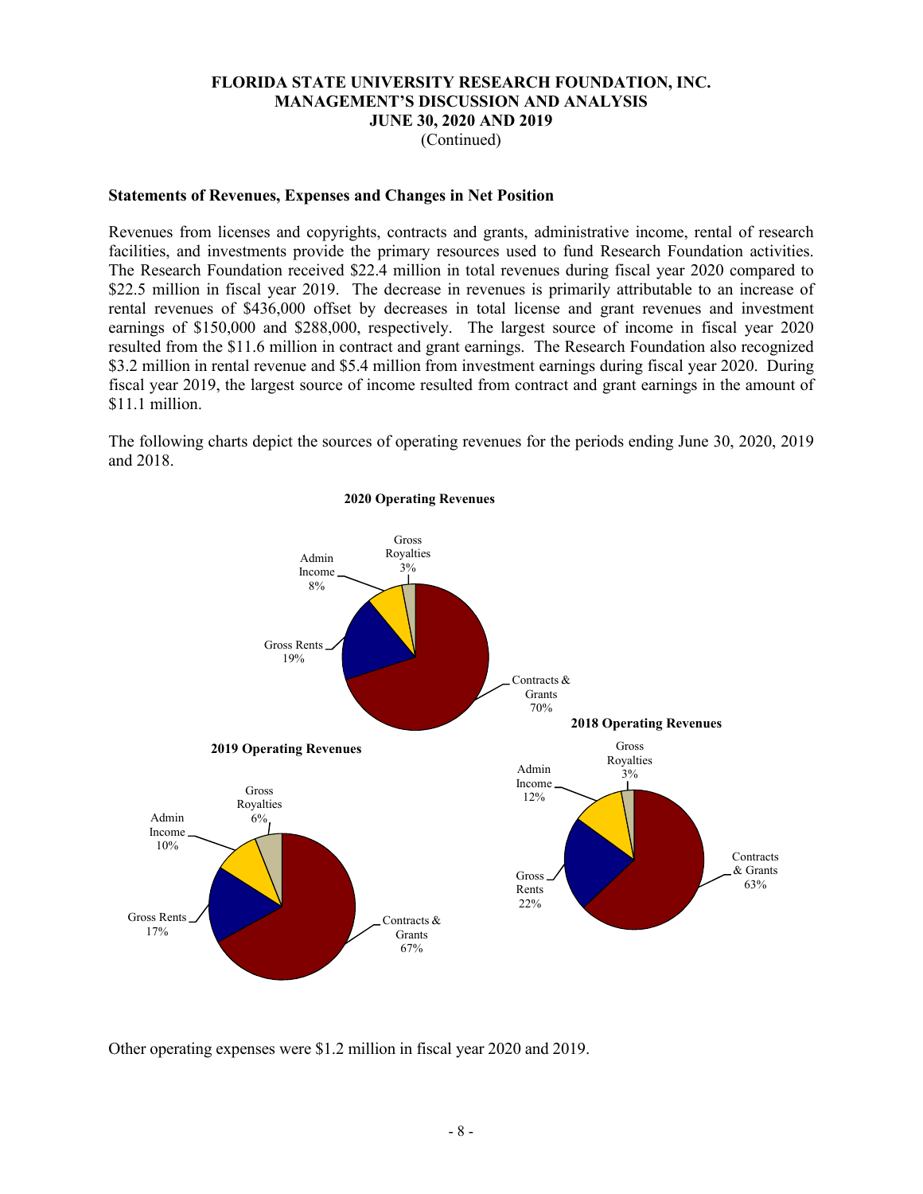## Statements of Revenues, Expenses and Changes in Net Position

Revenues from licenses and copyrights, contracts and grants, administrative income, rental of research facilities, and investments provide the primary resources used to fund Research Foundation activities. The Research Foundation received $22.4 million in total revenues during fiscal year 2020 compared to $22.5 million in fiscal year 2019. The decrease in revenues is primarily attributable to an increase of rental revenues of $436,000 offset by decreases in total license and grant revenues and investment earnings of $150,000 and $288,000, respectively. The largest source of income in fiscal year 2020 resulted from the $11.6 million in contract and grant earnings. The Research Foundation also recognized $3.2 million in rental revenue and $5.4 million from investment earnings during fiscal year 2020. During fiscal year 2019, the largest source of income resulted from contract and grant earnings in the amount of $11.1 million.

The following charts depict the sources of operating revenues for the periods ending June 30, 2020, 2019 and 2018.

**2020 Operating Revenues**

| Source | Percentage |
|---|---|
| Contracts & Grants | 70% |
| Gross Rents | 19% |
| Admin Income | 8% |
| Gross Royalties | 3% |

**2019 Operating Revenues**

| Source | Percentage |
|---|---|
| Contracts & Grants | 67% |
| Gross Rents | 17% |
| Admin Income | 10% |
| Gross Royalties | 6% |

**2018 Operating Revenues**

| Source | Percentage |
|---|---|
| Contracts & Grants | 63% |
| Gross Rents | 22% |
| Admin Income | 12% |
| Gross Royalties | 3% |

Other operating expenses were $1.2 million in fiscal year 2020 and 2019.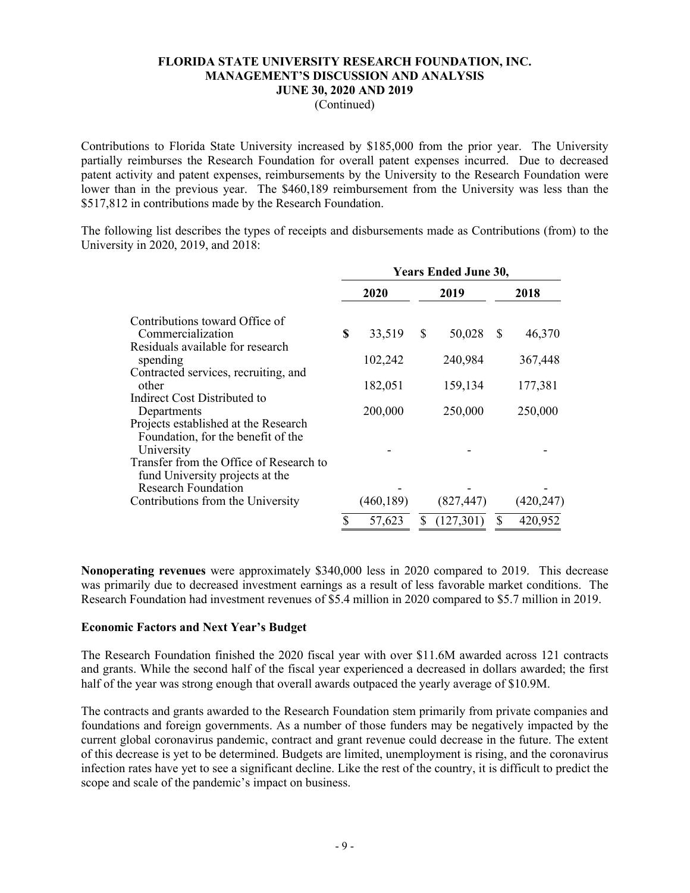# FLORIDA STATE UNIVERSITY RESEARCH FOUNDATION, INC.
## MANAGEMENT'S DISCUSSION AND ANALYSIS
### JUNE 30, 2020 AND 2019
(Continued)

Contributions to Florida State University increased by $185,000 from the prior year. The University partially reimburses the Research Foundation for overall patent expenses incurred. Due to decreased patent activity and patent expenses, reimbursements by the University to the Research Foundation were lower than in the previous year. The $460,189 reimbursement from the University was less than the $517,812 in contributions made by the Research Foundation.

The following list describes the types of receipts and disbursements made as Contributions (from) to the University in 2020, 2019, and 2018:

| | Years Ended June 30, | | |
|---|---|---|---|
| | 2020 | 2019 | 2018 |
| Contributions toward Office of Commercialization | $ 33,519 | $ 50,028 | $ 46,370 |
| Residuals available for research spending | 102,242 | 240,984 | 367,448 |
| Contracted services, recruiting, and other | 182,051 | 159,134 | 177,381 |
| Indirect Cost Distributed to Departments | 200,000 | 250,000 | 250,000 |
| Projects established at the Research Foundation, for the benefit of the University | - | - | - |
| Transfer from the Office of Research to fund University projects at the Research Foundation | - | - | - |
| Contributions from the University | (460,189) | (827,447) | (420,247) |
| | $ 57,623 | $ (127,301) | $ 420,952 |

**Nonoperating revenues** were approximately $340,000 less in 2020 compared to 2019. This decrease was primarily due to decreased investment earnings as a result of less favorable market conditions. The Research Foundation had investment revenues of $5.4 million in 2020 compared to $5.7 million in 2019.

**Economic Factors and Next Year's Budget**

The Research Foundation finished the 2020 fiscal year with over $11.6M awarded across 121 contracts and grants. While the second half of the fiscal year experienced a decreased in dollars awarded; the first half of the year was strong enough that overall awards outpaced the yearly average of $10.9M.

The contracts and grants awarded to the Research Foundation stem primarily from private companies and foundations and foreign governments. As a number of those funders may be negatively impacted by the current global coronavirus pandemic, contract and grant revenue could decrease in the future. The extent of this decrease is yet to be determined. Budgets are limited, unemployment is rising, and the coronavirus infection rates have yet to see a significant decline. Like the rest of the country, it is difficult to predict the scope and scale of the pandemic's impact on business.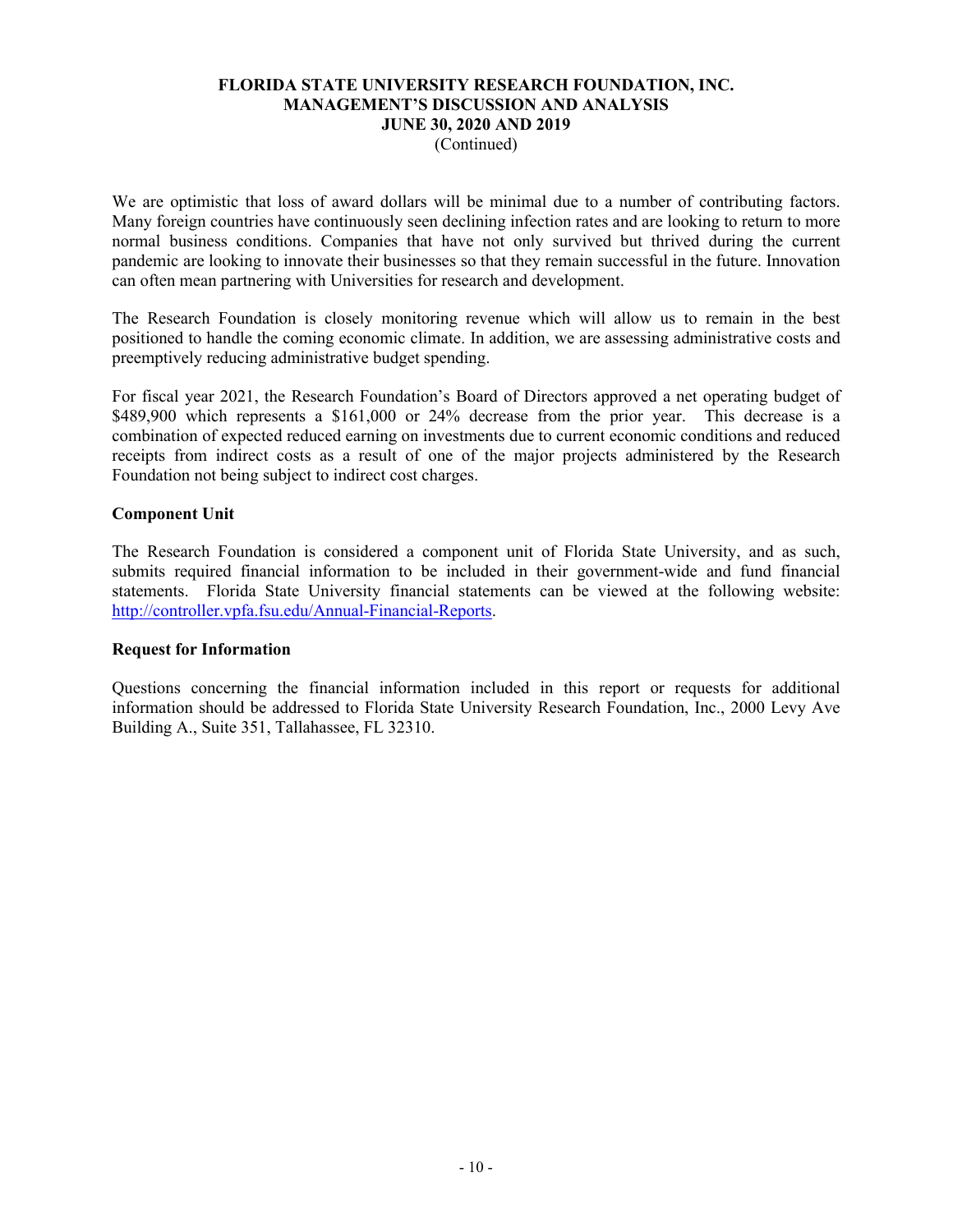We are optimistic that loss of award dollars will be minimal due to a number of contributing factors. Many foreign countries have continuously seen declining infection rates and are looking to return to more normal business conditions. Companies that have not only survived but thrived during the current pandemic are looking to innovate their businesses so that they remain successful in the future. Innovation can often mean partnering with Universities for research and development.

The Research Foundation is closely monitoring revenue which will allow us to remain in the best positioned to handle the coming economic climate. In addition, we are assessing administrative costs and preemptively reducing administrative budget spending.

For fiscal year 2021, the Research Foundation's Board of Directors approved a net operating budget of \$489,900 which represents a \$161,000 or 24% decrease from the prior year. This decrease is a combination of expected reduced earning on investments due to current economic conditions and reduced receipts from indirect costs as a result of one of the major projects administered by the Research Foundation not being subject to indirect cost charges.

### Component Unit

The Research Foundation is considered a component unit of Florida State University, and as such, submits required financial information to be included in their government-wide and fund financial statements. Florida State University financial statements can be viewed at the following website: [http://controller.vpfa.fsu.edu/Annual-Financial-Reports](http://controller.vpfa.fsu.edu/Annual-Financial-Reports).

### Request for Information

Questions concerning the financial information included in this report or requests for additional information should be addressed to Florida State University Research Foundation, Inc., 2000 Levy Ave Building A., Suite 351, Tallahassee, FL 32310.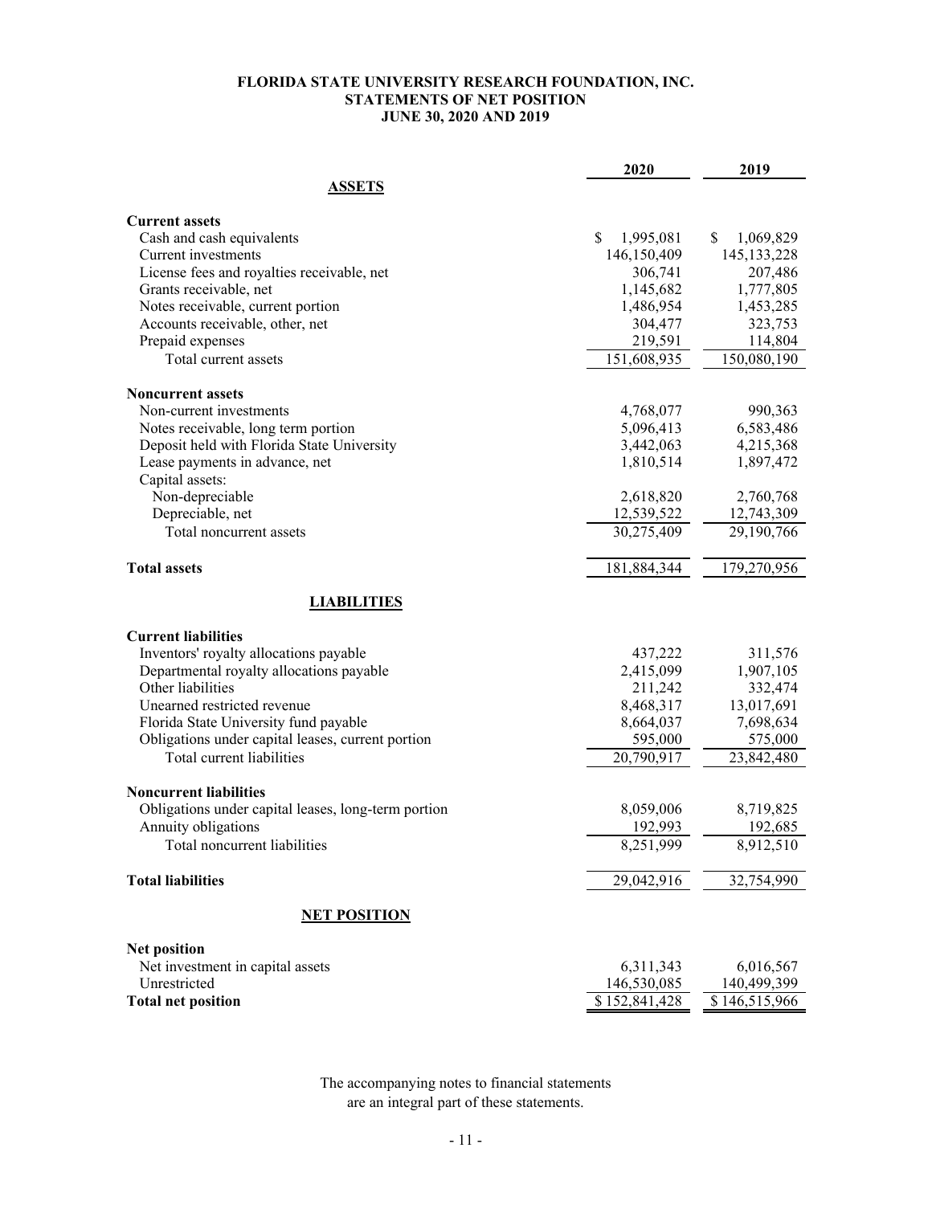# FLORIDA STATE UNIVERSITY RESEARCH FOUNDATION, INC.
## STATEMENTS OF NET POSITION
## JUNE 30, 2020 AND 2019

| | 2020 | 2019 |
|---|---|---|
| **ASSETS** | | |
| **Current assets** | | |
| Cash and cash equivalents | $ 1,995,081 | $ 1,069,829 |
| Current investments | 146,150,409 | 145,133,228 |
| License fees and royalties receivable, net | 306,741 | 207,486 |
| Grants receivable, net | 1,145,682 | 1,777,805 |
| Notes receivable, current portion | 1,486,954 | 1,453,285 |
| Accounts receivable, other, net | 304,477 | 323,753 |
| Prepaid expenses | 219,591 | 114,804 |
| Total current assets | 151,608,935 | 150,080,190 |
| **Noncurrent assets** | | |
| Non-current investments | 4,768,077 | 990,363 |
| Notes receivable, long term portion | 5,096,413 | 6,583,486 |
| Deposit held with Florida State University | 3,442,063 | 4,215,368 |
| Lease payments in advance, net | 1,810,514 | 1,897,472 |
| Capital assets: | | |
| Non-depreciable | 2,618,820 | 2,760,768 |
| Depreciable, net | 12,539,522 | 12,743,309 |
| Total noncurrent assets | 30,275,409 | 29,190,766 |
| **Total assets** | 181,884,344 | 179,270,956 |
| **LIABILITIES** | | |
| **Current liabilities** | | |
| Inventors' royalty allocations payable | 437,222 | 311,576 |
| Departmental royalty allocations payable | 2,415,099 | 1,907,105 |
| Other liabilities | 211,242 | 332,474 |
| Unearned restricted revenue | 8,468,317 | 13,017,691 |
| Florida State University fund payable | 8,664,037 | 7,698,634 |
| Obligations under capital leases, current portion | 595,000 | 575,000 |
| Total current liabilities | 20,790,917 | 23,842,480 |
| **Noncurrent liabilities** | | |
| Obligations under capital leases, long-term portion | 8,059,006 | 8,719,825 |
| Annuity obligations | 192,993 | 192,685 |
| Total noncurrent liabilities | 8,251,999 | 8,912,510 |
| **Total liabilities** | 29,042,916 | 32,754,990 |
| **NET POSITION** | | |
| **Net position** | | |
| Net investment in capital assets | 6,311,343 | 6,016,567 |
| Unrestricted | 146,530,085 | 140,499,399 |
| **Total net position** | $ 152,841,428 | $ 146,515,966 |

The accompanying notes to financial statements are an integral part of these statements.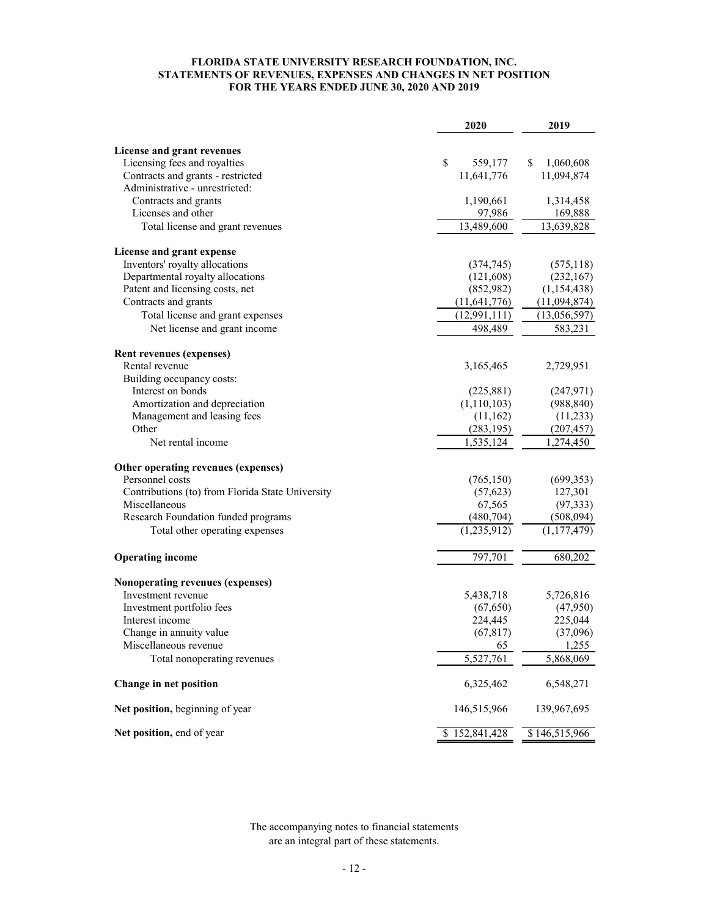**FLORIDA STATE UNIVERSITY RESEARCH FOUNDATION, INC.**
**STATEMENTS OF REVENUES, EXPENSES AND CHANGES IN NET POSITION**
**FOR THE YEARS ENDED JUNE 30, 2020 AND 2019**

| | 2020 | 2019 |
|---|---|---|
| **License and grant revenues** | | |
| Licensing fees and royalties | $ 559,177 | $ 1,060,608 |
| Contracts and grants - restricted | 11,641,776 | 11,094,874 |
| Administrative - unrestricted: | | |
| Contracts and grants | 1,190,661 | 1,314,458 |
| Licenses and other | 97,986 | 169,888 |
| Total license and grant revenues | 13,489,600 | 13,639,828 |
| **License and grant expense** | | |
| Inventors' royalty allocations | (374,745) | (575,118) |
| Departmental royalty allocations | (121,608) | (232,167) |
| Patent and licensing costs, net | (852,982) | (1,154,438) |
| Contracts and grants | (11,641,776) | (11,094,874) |
| Total license and grant expenses | (12,991,111) | (13,056,597) |
| Net license and grant income | 498,489 | 583,231 |
| **Rent revenues (expenses)** | | |
| Rental revenue | 3,165,465 | 2,729,951 |
| Building occupancy costs: | | |
| Interest on bonds | (225,881) | (247,971) |
| Amortization and depreciation | (1,110,103) | (988,840) |
| Management and leasing fees | (11,162) | (11,233) |
| Other | (283,195) | (207,457) |
| Net rental income | 1,535,124 | 1,274,450 |
| **Other operating revenues (expenses)** | | |
| Personnel costs | (765,150) | (699,353) |
| Contributions (to) from Florida State University | (57,623) | 127,301 |
| Miscellaneous | 67,565 | (97,333) |
| Research Foundation funded programs | (480,704) | (508,094) |
| Total other operating expenses | (1,235,912) | (1,177,479) |
| **Operating income** | 797,701 | 680,202 |
| **Nonoperating revenues (expenses)** | | |
| Investment revenue | 5,438,718 | 5,726,816 |
| Investment portfolio fees | (67,650) | (47,950) |
| Interest income | 224,445 | 225,044 |
| Change in annuity value | (67,817) | (37,096) |
| Miscellaneous revenue | 65 | 1,255 |
| Total nonoperating revenues | 5,527,761 | 5,868,069 |
| **Change in net position** | 6,325,462 | 6,548,271 |
| **Net position,** beginning of year | 146,515,966 | 139,967,695 |
| **Net position,** end of year | $ 152,841,428 | $ 146,515,966 |

The accompanying notes to financial statements are an integral part of these statements.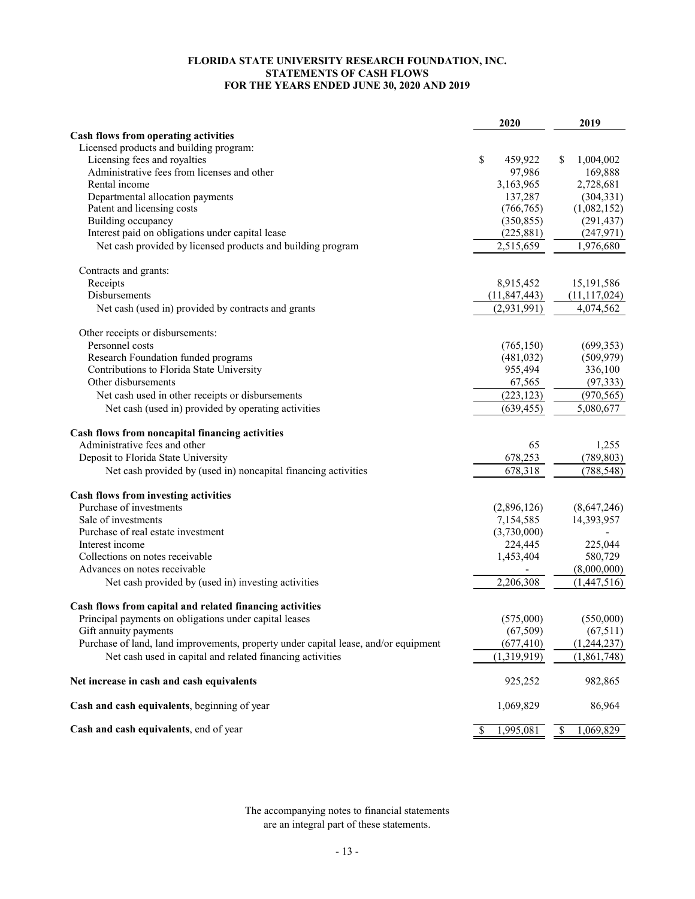# FLORIDA STATE UNIVERSITY RESEARCH FOUNDATION, INC.
## STATEMENTS OF CASH FLOWS
### FOR THE YEARS ENDED JUNE 30, 2020 AND 2019

| | 2020 | 2019 |
|---|---|---|
| **Cash flows from operating activities** | | |
| Licensed products and building program: | | |
| Licensing fees and royalties | $ 459,922 | $ 1,004,002 |
| Administrative fees from licenses and other | 97,986 | 169,888 |
| Rental income | 3,163,965 | 2,728,681 |
| Departmental allocation payments | 137,287 | (304,331) |
| Patent and licensing costs | (766,765) | (1,082,152) |
| Building occupancy | (350,855) | (291,437) |
| Interest paid on obligations under capital lease | (225,881) | (247,971) |
| Net cash provided by licensed products and building program | 2,515,659 | 1,976,680 |
| Contracts and grants: | | |
| Receipts | 8,915,452 | 15,191,586 |
| Disbursements | (11,847,443) | (11,117,024) |
| Net cash (used in) provided by contracts and grants | (2,931,991) | 4,074,562 |
| Other receipts or disbursements: | | |
| Personnel costs | (765,150) | (699,353) |
| Research Foundation funded programs | (481,032) | (509,979) |
| Contributions to Florida State University | 955,494 | 336,100 |
| Other disbursements | 67,565 | (97,333) |
| Net cash used in other receipts or disbursements | (223,123) | (970,565) |
| Net cash (used in) provided by operating activities | (639,455) | 5,080,677 |
| **Cash flows from noncapital financing activities** | | |
| Administrative fees and other | 65 | 1,255 |
| Deposit to Florida State University | 678,253 | (789,803) |
| Net cash provided by (used in) noncapital financing activities | 678,318 | (788,548) |
| **Cash flows from investing activities** | | |
| Purchase of investments | (2,896,126) | (8,647,246) |
| Sale of investments | 7,154,585 | 14,393,957 |
| Purchase of real estate investment | (3,730,000) | - |
| Interest income | 224,445 | 225,044 |
| Collections on notes receivable | 1,453,404 | 580,729 |
| Advances on notes receivable | - | (8,000,000) |
| Net cash provided by (used in) investing activities | 2,206,308 | (1,447,516) |
| **Cash flows from capital and related financing activities** | | |
| Principal payments on obligations under capital leases | (575,000) | (550,000) |
| Gift annuity payments | (67,509) | (67,511) |
| Purchase of land, land improvements, property under capital lease, and/or equipment | (677,410) | (1,244,237) |
| Net cash used in capital and related financing activities | (1,319,919) | (1,861,748) |
| **Net increase in cash and cash equivalents** | 925,252 | 982,865 |
| **Cash and cash equivalents**, beginning of year | 1,069,829 | 86,964 |
| **Cash and cash equivalents**, end of year | $ 1,995,081 | $ 1,069,829 |

The accompanying notes to financial statements are an integral part of these statements.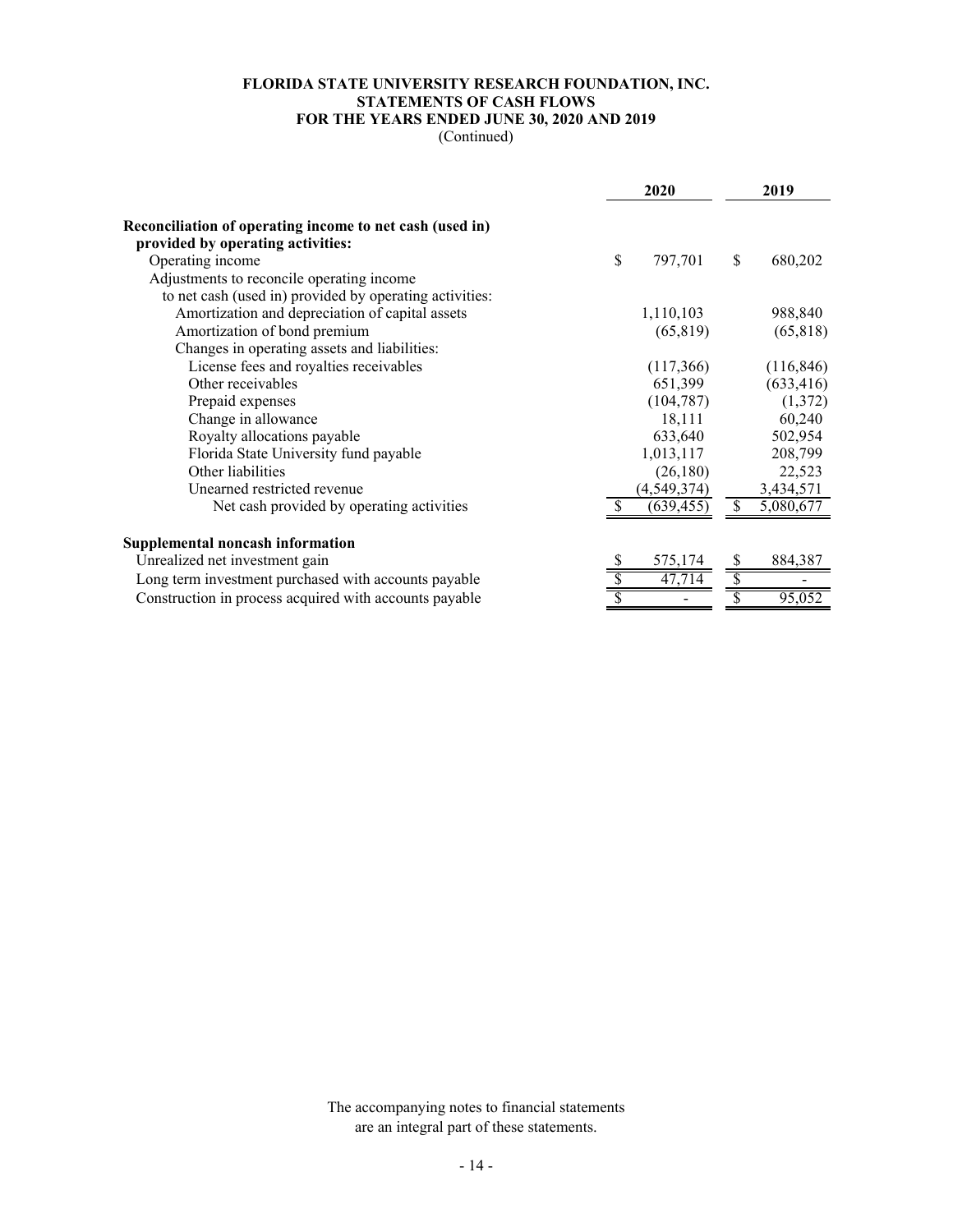**FLORIDA STATE UNIVERSITY RESEARCH FOUNDATION, INC.**
**STATEMENTS OF CASH FLOWS**
**FOR THE YEARS ENDED JUNE 30, 2020 AND 2019**
(Continued)

| | 2020 | 2019 |
|---|---|---|
| **Reconciliation of operating income to net cash (used in) provided by operating activities:** | | |
| Operating income | $ 797,701 | $ 680,202 |
| Adjustments to reconcile operating income to net cash (used in) provided by operating activities: | | |
| Amortization and depreciation of capital assets | 1,110,103 | 988,840 |
| Amortization of bond premium | (65,819) | (65,818) |
| Changes in operating assets and liabilities: | | |
| License fees and royalties receivables | (117,366) | (116,846) |
| Other receivables | 651,399 | (633,416) |
| Prepaid expenses | (104,787) | (1,372) |
| Change in allowance | 18,111 | 60,240 |
| Royalty allocations payable | 633,640 | 502,954 |
| Florida State University fund payable | 1,013,117 | 208,799 |
| Other liabilities | (26,180) | 22,523 |
| Unearned restricted revenue | (4,549,374) | 3,434,571 |
| Net cash provided by operating activities | $ (639,455) | $ 5,080,677 |
| **Supplemental noncash information** | | |
| Unrealized net investment gain | $ 575,174 | $ 884,387 |
| Long term investment purchased with accounts payable | $ 47,714 | $ - |
| Construction in process acquired with accounts payable | $ - | $ 95,052 |

The accompanying notes to financial statements are an integral part of these statements.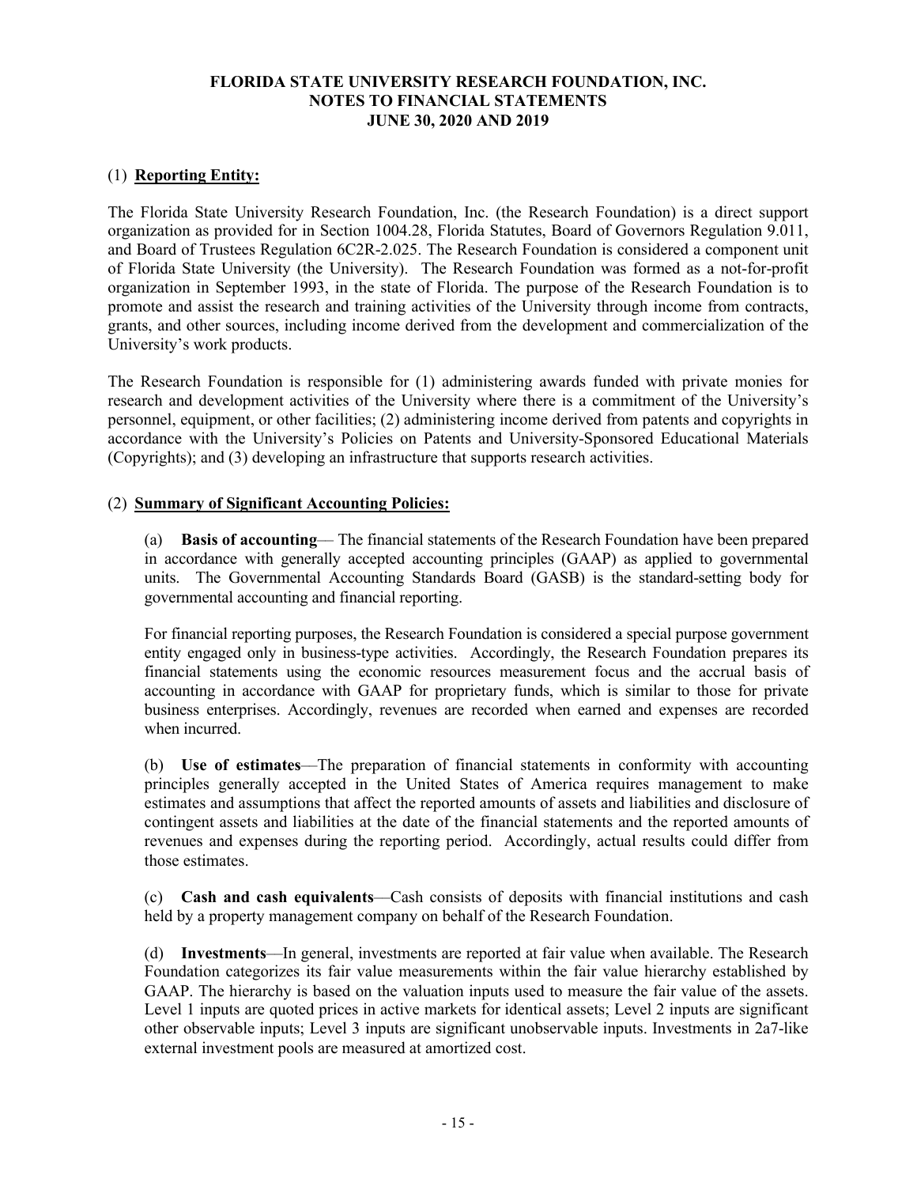# FLORIDA STATE UNIVERSITY RESEARCH FOUNDATION, INC.
## NOTES TO FINANCIAL STATEMENTS
## JUNE 30, 2020 AND 2019

(1) **Reporting Entity:**

The Florida State University Research Foundation, Inc. (the Research Foundation) is a direct support organization as provided for in Section 1004.28, Florida Statutes, Board of Governors Regulation 9.011, and Board of Trustees Regulation 6C2R-2.025. The Research Foundation is considered a component unit of Florida State University (the University). The Research Foundation was formed as a not-for-profit organization in September 1993, in the state of Florida. The purpose of the Research Foundation is to promote and assist the research and training activities of the University through income from contracts, grants, and other sources, including income derived from the development and commercialization of the University's work products.

The Research Foundation is responsible for (1) administering awards funded with private monies for research and development activities of the University where there is a commitment of the University's personnel, equipment, or other facilities; (2) administering income derived from patents and copyrights in accordance with the University's Policies on Patents and University-Sponsored Educational Materials (Copyrights); and (3) developing an infrastructure that supports research activities.

(2) **Summary of Significant Accounting Policies:**

(a) **Basis of accounting**— The financial statements of the Research Foundation have been prepared in accordance with generally accepted accounting principles (GAAP) as applied to governmental units. The Governmental Accounting Standards Board (GASB) is the standard-setting body for governmental accounting and financial reporting.

For financial reporting purposes, the Research Foundation is considered a special purpose government entity engaged only in business-type activities. Accordingly, the Research Foundation prepares its financial statements using the economic resources measurement focus and the accrual basis of accounting in accordance with GAAP for proprietary funds, which is similar to those for private business enterprises. Accordingly, revenues are recorded when earned and expenses are recorded when incurred.

(b) **Use of estimates**—The preparation of financial statements in conformity with accounting principles generally accepted in the United States of America requires management to make estimates and assumptions that affect the reported amounts of assets and liabilities and disclosure of contingent assets and liabilities at the date of the financial statements and the reported amounts of revenues and expenses during the reporting period. Accordingly, actual results could differ from those estimates.

(c) **Cash and cash equivalents**—Cash consists of deposits with financial institutions and cash held by a property management company on behalf of the Research Foundation.

(d) **Investments**—In general, investments are reported at fair value when available. The Research Foundation categorizes its fair value measurements within the fair value hierarchy established by GAAP. The hierarchy is based on the valuation inputs used to measure the fair value of the assets. Level 1 inputs are quoted prices in active markets for identical assets; Level 2 inputs are significant other observable inputs; Level 3 inputs are significant unobservable inputs. Investments in 2a7-like external investment pools are measured at amortized cost.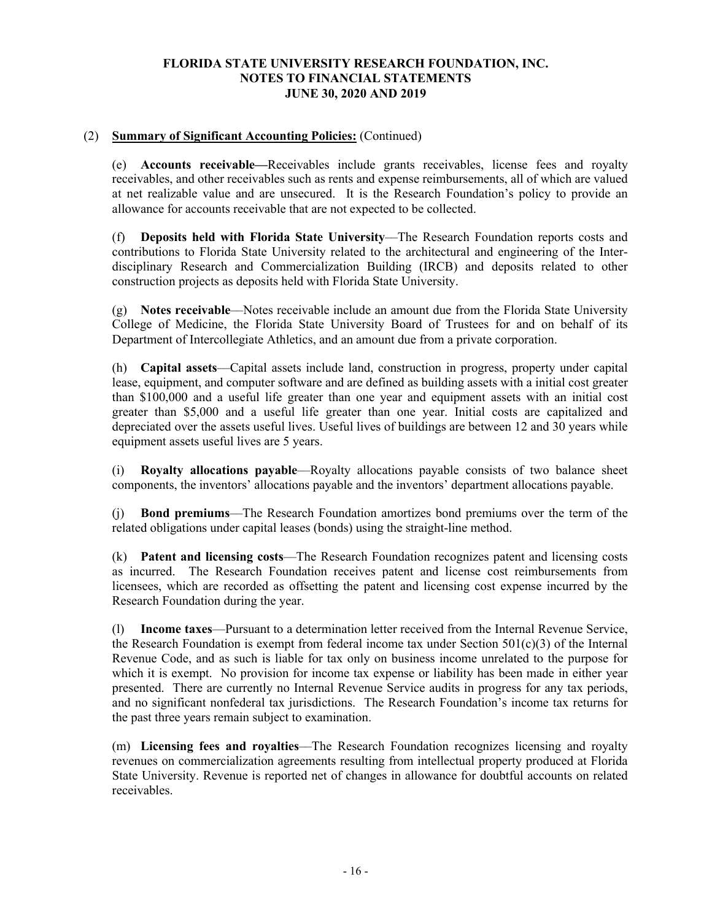# FLORIDA STATE UNIVERSITY RESEARCH FOUNDATION, INC.
# NOTES TO FINANCIAL STATEMENTS
# JUNE 30, 2020 AND 2019

(2) **Summary of Significant Accounting Policies:** (Continued)

(e) **Accounts receivable—**Receivables include grants receivables, license fees and royalty receivables, and other receivables such as rents and expense reimbursements, all of which are valued at net realizable value and are unsecured. It is the Research Foundation's policy to provide an allowance for accounts receivable that are not expected to be collected.

(f) **Deposits held with Florida State University**—The Research Foundation reports costs and contributions to Florida State University related to the architectural and engineering of the Inter-disciplinary Research and Commercialization Building (IRCB) and deposits related to other construction projects as deposits held with Florida State University.

(g) **Notes receivable**—Notes receivable include an amount due from the Florida State University College of Medicine, the Florida State University Board of Trustees for and on behalf of its Department of Intercollegiate Athletics, and an amount due from a private corporation.

(h) **Capital assets**—Capital assets include land, construction in progress, property under capital lease, equipment, and computer software and are defined as building assets with a initial cost greater than $100,000 and a useful life greater than one year and equipment assets with an initial cost greater than $5,000 and a useful life greater than one year. Initial costs are capitalized and depreciated over the assets useful lives. Useful lives of buildings are between 12 and 30 years while equipment assets useful lives are 5 years.

(i) **Royalty allocations payable**—Royalty allocations payable consists of two balance sheet components, the inventors' allocations payable and the inventors' department allocations payable.

(j) **Bond premiums**—The Research Foundation amortizes bond premiums over the term of the related obligations under capital leases (bonds) using the straight-line method.

(k) **Patent and licensing costs**—The Research Foundation recognizes patent and licensing costs as incurred. The Research Foundation receives patent and license cost reimbursements from licensees, which are recorded as offsetting the patent and licensing cost expense incurred by the Research Foundation during the year.

(l) **Income taxes**—Pursuant to a determination letter received from the Internal Revenue Service, the Research Foundation is exempt from federal income tax under Section 501(c)(3) of the Internal Revenue Code, and as such is liable for tax only on business income unrelated to the purpose for which it is exempt. No provision for income tax expense or liability has been made in either year presented. There are currently no Internal Revenue Service audits in progress for any tax periods, and no significant nonfederal tax jurisdictions. The Research Foundation's income tax returns for the past three years remain subject to examination.

(m) **Licensing fees and royalties**—The Research Foundation recognizes licensing and royalty revenues on commercialization agreements resulting from intellectual property produced at Florida State University. Revenue is reported net of changes in allowance for doubtful accounts on related receivables.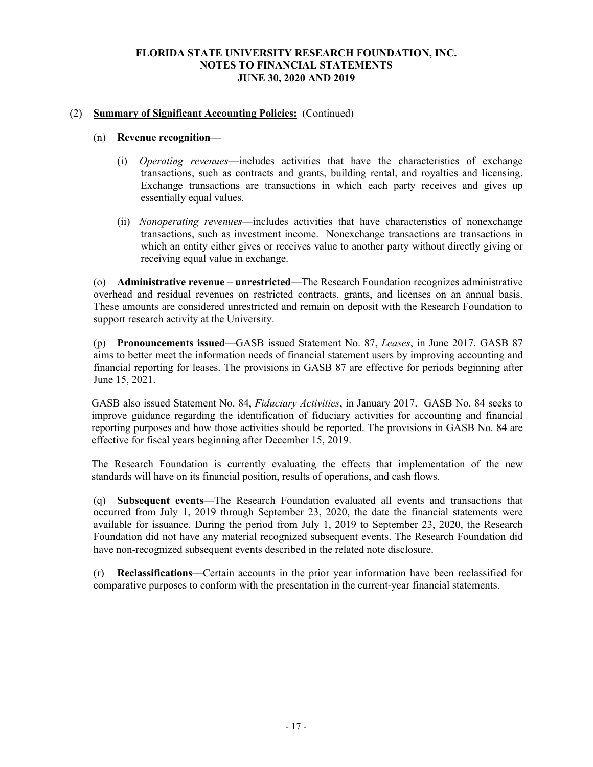## (2) **Summary of Significant Accounting Policies:** (Continued)

(n) **Revenue recognition**—

(i) *Operating revenues*—includes activities that have the characteristics of exchange transactions, such as contracts and grants, building rental, and royalties and licensing. Exchange transactions are transactions in which each party receives and gives up essentially equal values.

(ii) *Nonoperating revenues*—includes activities that have characteristics of nonexchange transactions, such as investment income. Nonexchange transactions are transactions in which an entity either gives or receives value to another party without directly giving or receiving equal value in exchange.

(o) **Administrative revenue – unrestricted**—The Research Foundation recognizes administrative overhead and residual revenues on restricted contracts, grants, and licenses on an annual basis. These amounts are considered unrestricted and remain on deposit with the Research Foundation to support research activity at the University.

(p) **Pronouncements issued**—GASB issued Statement No. 87, *Leases*, in June 2017. GASB 87 aims to better meet the information needs of financial statement users by improving accounting and financial reporting for leases. The provisions in GASB 87 are effective for periods beginning after June 15, 2021.

GASB also issued Statement No. 84, *Fiduciary Activities*, in January 2017. GASB No. 84 seeks to improve guidance regarding the identification of fiduciary activities for accounting and financial reporting purposes and how those activities should be reported. The provisions in GASB No. 84 are effective for fiscal years beginning after December 15, 2019.

The Research Foundation is currently evaluating the effects that implementation of the new standards will have on its financial position, results of operations, and cash flows.

(q) **Subsequent events**—The Research Foundation evaluated all events and transactions that occurred from July 1, 2019 through September 23, 2020, the date the financial statements were available for issuance. During the period from July 1, 2019 to September 23, 2020, the Research Foundation did not have any material recognized subsequent events. The Research Foundation did have non-recognized subsequent events described in the related note disclosure.

(r) **Reclassifications**—Certain accounts in the prior year information have been reclassified for comparative purposes to conform with the presentation in the current-year financial statements.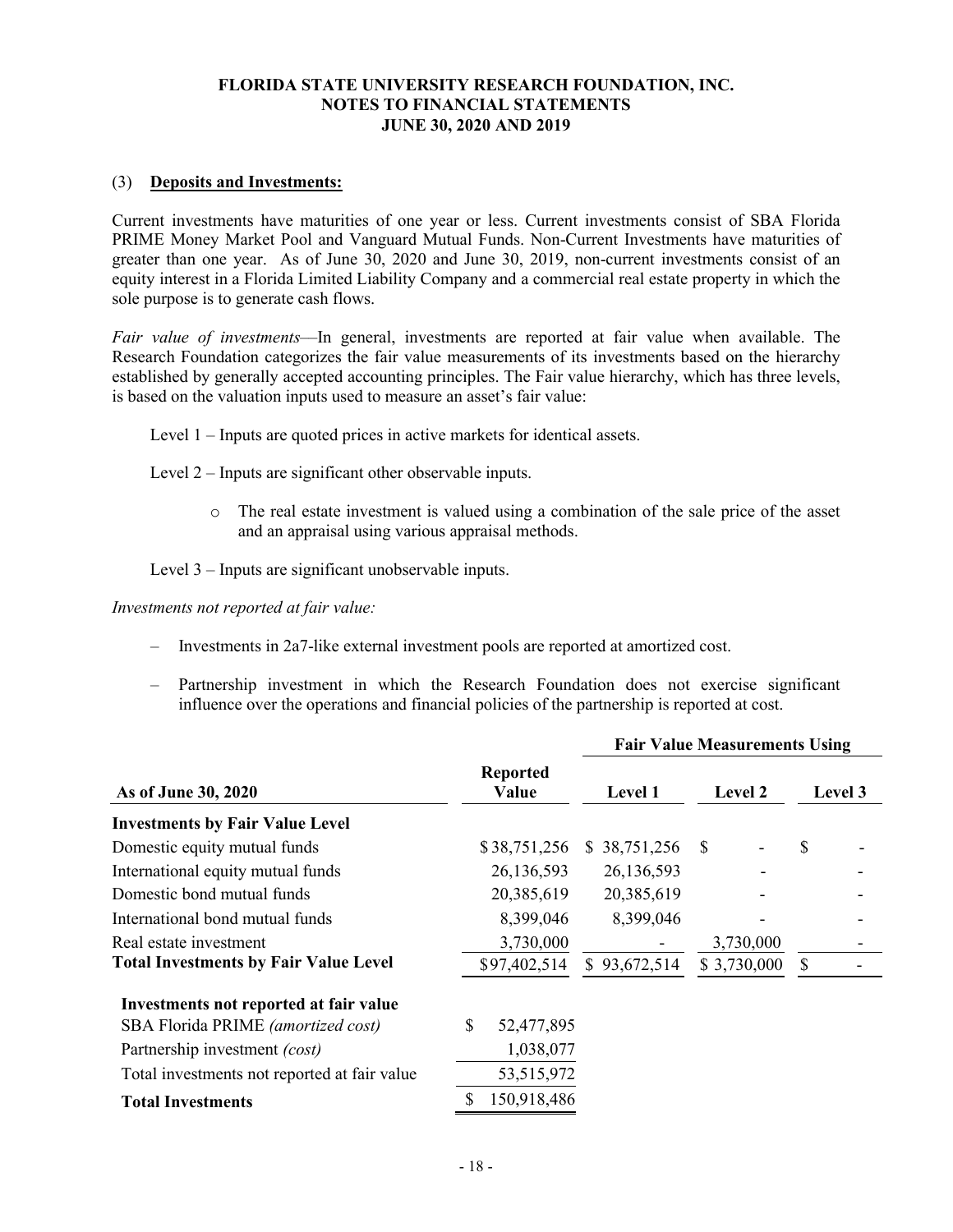## (3) **Deposits and Investments:**

Current investments have maturities of one year or less. Current investments consist of SBA Florida PRIME Money Market Pool and Vanguard Mutual Funds. Non-Current Investments have maturities of greater than one year. As of June 30, 2020 and June 30, 2019, non-current investments consist of an equity interest in a Florida Limited Liability Company and a commercial real estate property in which the sole purpose is to generate cash flows.

*Fair value of investments*—In general, investments are reported at fair value when available. The Research Foundation categorizes the fair value measurements of its investments based on the hierarchy established by generally accepted accounting principles. The Fair value hierarchy, which has three levels, is based on the valuation inputs used to measure an asset's fair value:

Level 1 – Inputs are quoted prices in active markets for identical assets.

Level 2 – Inputs are significant other observable inputs.

- The real estate investment is valued using a combination of the sale price of the asset and an appraisal using various appraisal methods.

Level 3 – Inputs are significant unobservable inputs.

*Investments not reported at fair value:*

- Investments in 2a7-like external investment pools are reported at amortized cost.
- Partnership investment in which the Research Foundation does not exercise significant influence over the operations and financial policies of the partnership is reported at cost.

| | | Fair Value Measurements Using | | |
|---|---|---|---|---|
| **As of June 30, 2020** | **Reported Value** | **Level 1** | **Level 2** | **Level 3** |
| **Investments by Fair Value Level** | | | | |
| Domestic equity mutual funds | $38,751,256 | $ 38,751,256 | $ - | $ - |
| International equity mutual funds | 26,136,593 | 26,136,593 | - | - |
| Domestic bond mutual funds | 20,385,619 | 20,385,619 | - | - |
| International bond mutual funds | 8,399,046 | 8,399,046 | - | - |
| Real estate investment | 3,730,000 | - | 3,730,000 | - |
| **Total Investments by Fair Value Level** | $97,402,514 | $ 93,672,514 | $ 3,730,000 | $ - |
| | | | | |
| **Investments not reported at fair value** | | | | |
| SBA Florida PRIME *(amortized cost)* | $ 52,477,895 | | | |
| Partnership investment *(cost)* | 1,038,077 | | | |
| Total investments not reported at fair value | 53,515,972 | | | |
| **Total Investments** | $ 150,918,486 | | | |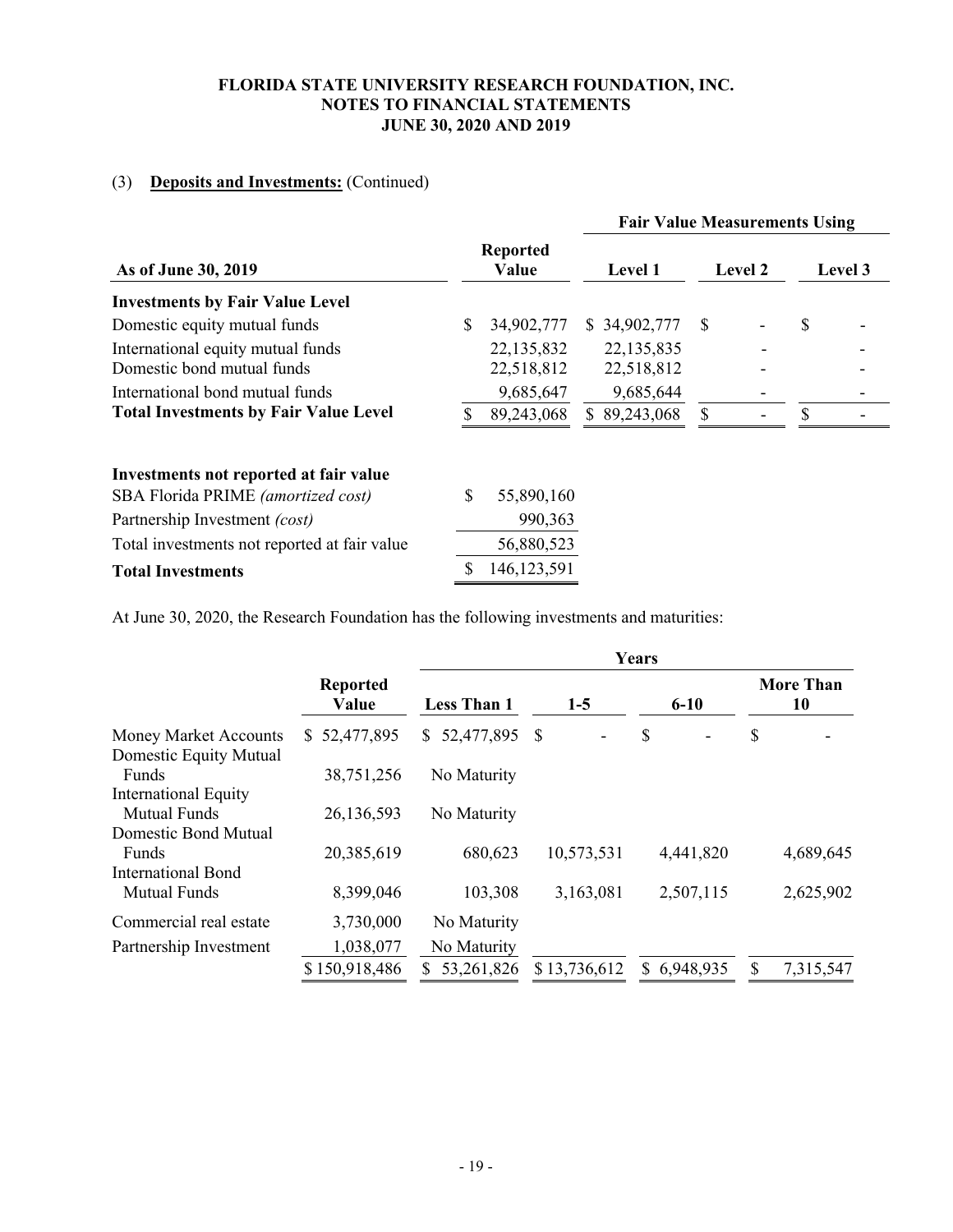## (3) **Deposits and Investments:** (Continued)

| As of June 30, 2019 | Reported Value | Fair Value Measurements Using | | |
|---|---|---|---|---|
| | | Level 1 | Level 2 | Level 3 |
| **Investments by Fair Value Level** | | | | |
| Domestic equity mutual funds | $ 34,902,777 | $ 34,902,777 | $ - | $ - |
| International equity mutual funds | 22,135,832 | 22,135,835 | - | - |
| Domestic bond mutual funds | 22,518,812 | 22,518,812 | - | - |
| International bond mutual funds | 9,685,647 | 9,685,644 | - | - |
| **Total Investments by Fair Value Level** | $ 89,243,068 | $ 89,243,068 | $ - | $ - |
| | | | | |
| **Investments not reported at fair value** | | | | |
| SBA Florida PRIME *(amortized cost)* | $ 55,890,160 | | | |
| Partnership Investment *(cost)* | 990,363 | | | |
| Total investments not reported at fair value | 56,880,523 | | | |
| **Total Investments** | $ 146,123,591 | | | |

At June 30, 2020, the Research Foundation has the following investments and maturities:

| | Reported Value | Years | | | |
|---|---|---|---|---|---|
| | | Less Than 1 | 1-5 | 6-10 | More Than 10 |
| Money Market Accounts | $ 52,477,895 | $ 52,477,895 | $ - | $ - | $ - |
| Domestic Equity Mutual Funds | 38,751,256 | No Maturity | | | |
| International Equity Mutual Funds | 26,136,593 | No Maturity | | | |
| Domestic Bond Mutual Funds | 20,385,619 | 680,623 | 10,573,531 | 4,441,820 | 4,689,645 |
| International Bond Mutual Funds | 8,399,046 | 103,308 | 3,163,081 | 2,507,115 | 2,625,902 |
| Commercial real estate | 3,730,000 | No Maturity | | | |
| Partnership Investment | 1,038,077 | No Maturity | | | |
| | $ 150,918,486 | $ 53,261,826 | $ 13,736,612 | $ 6,948,935 | $ 7,315,547 |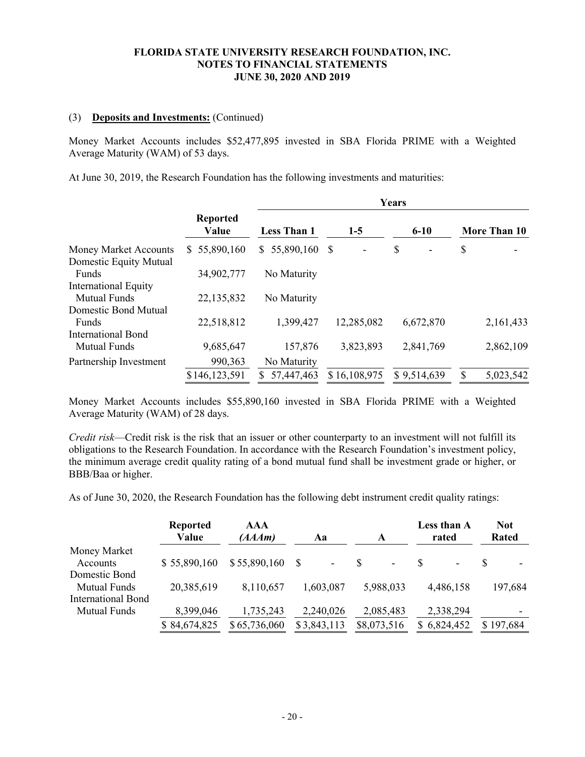(3) **Deposits and Investments:** (Continued)

Money Market Accounts includes $52,477,895 invested in SBA Florida PRIME with a Weighted Average Maturity (WAM) of 53 days.

At June 30, 2019, the Research Foundation has the following investments and maturities:

| | Reported Value | Years | | | |
|---|---|---|---|---|---|
| | | Less Than 1 | 1-5 | 6-10 | More Than 10 |
| Money Market Accounts | $ 55,890,160 | $ 55,890,160 | $ - | $ - | $ - |
| Domestic Equity Mutual Funds | 34,902,777 | No Maturity | | | |
| International Equity Mutual Funds | 22,135,832 | No Maturity | | | |
| Domestic Bond Mutual Funds | 22,518,812 | 1,399,427 | 12,285,082 | 6,672,870 | 2,161,433 |
| International Bond Mutual Funds | 9,685,647 | 157,876 | 3,823,893 | 2,841,769 | 2,862,109 |
| Partnership Investment | 990,363 | No Maturity | | | |
| | $146,123,591 | $ 57,447,463 | $ 16,108,975 | $ 9,514,639 | $ 5,023,542 |

Money Market Accounts includes $55,890,160 invested in SBA Florida PRIME with a Weighted Average Maturity (WAM) of 28 days.

*Credit risk*—Credit risk is the risk that an issuer or other counterparty to an investment will not fulfill its obligations to the Research Foundation. In accordance with the Research Foundation's investment policy, the minimum average credit quality rating of a bond mutual fund shall be investment grade or higher, or BBB/Baa or higher.

As of June 30, 2020, the Research Foundation has the following debt instrument credit quality ratings:

| | Reported Value | AAA *(AAAm)* | Aa | A | Less than A rated | Not Rated |
|---|---|---|---|---|---|---|
| Money Market Accounts | $ 55,890,160 | $ 55,890,160 | $ - | $ - | $ - | $ - |
| Domestic Bond Mutual Funds | 20,385,619 | 8,110,657 | 1,603,087 | 5,988,033 | 4,486,158 | 197,684 |
| International Bond Mutual Funds | 8,399,046 | 1,735,243 | 2,240,026 | 2,085,483 | 2,338,294 | - |
| | $ 84,674,825 | $ 65,736,060 | $ 3,843,113 | $8,073,516 | $ 6,824,452 | $ 197,684 |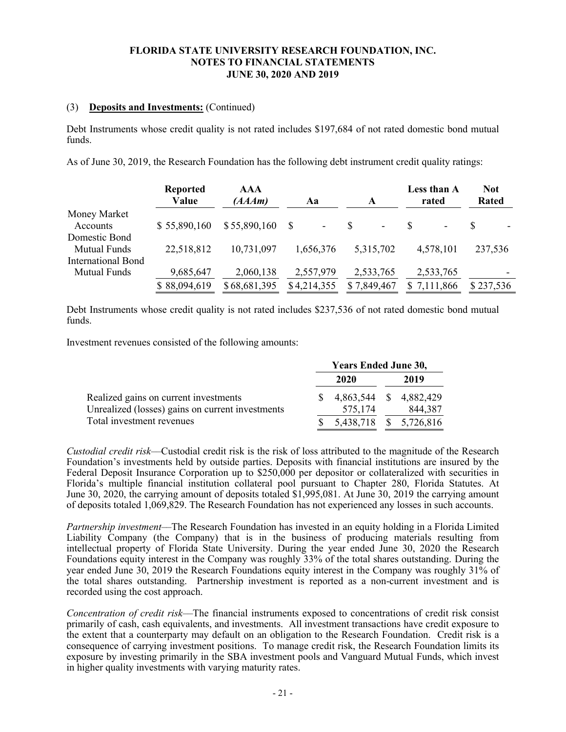### (3) **Deposits and Investments:** (Continued)

Debt Instruments whose credit quality is not rated includes $197,684 of not rated domestic bond mutual funds.

As of June 30, 2019, the Research Foundation has the following debt instrument credit quality ratings:

| | Reported Value | AAA *(AAAm)* | Aa | A | Less than A rated | Not Rated |
|---|---|---|---|---|---|---|
| Money Market Accounts | $ 55,890,160 | $ 55,890,160 | $ - | $ - | $ - | $ - |
| Domestic Bond Mutual Funds | 22,518,812 | 10,731,097 | 1,656,376 | 5,315,702 | 4,578,101 | 237,536 |
| International Bond Mutual Funds | 9,685,647 | 2,060,138 | 2,557,979 | 2,533,765 | 2,533,765 | - |
| | $ 88,094,619 | $ 68,681,395 | $ 4,214,355 | $ 7,849,467 | $ 7,111,866 | $ 237,536 |

Debt Instruments whose credit quality is not rated includes $237,536 of not rated domestic bond mutual funds.

Investment revenues consisted of the following amounts:

| | Years Ended June 30, | |
|---|---|---|
| | 2020 | 2019 |
| Realized gains on current investments | $ 4,863,544 | $ 4,882,429 |
| Unrealized (losses) gains on current investments | 575,174 | 844,387 |
| Total investment revenues | $ 5,438,718 | $ 5,726,816 |

*Custodial credit risk*—Custodial credit risk is the risk of loss attributed to the magnitude of the Research Foundation's investments held by outside parties. Deposits with financial institutions are insured by the Federal Deposit Insurance Corporation up to $250,000 per depositor or collateralized with securities in Florida's multiple financial institution collateral pool pursuant to Chapter 280, Florida Statutes. At June 30, 2020, the carrying amount of deposits totaled $1,995,081. At June 30, 2019 the carrying amount of deposits totaled 1,069,829. The Research Foundation has not experienced any losses in such accounts.

*Partnership investment*—The Research Foundation has invested in an equity holding in a Florida Limited Liability Company (the Company) that is in the business of producing materials resulting from intellectual property of Florida State University. During the year ended June 30, 2020 the Research Foundations equity interest in the Company was roughly 33% of the total shares outstanding. During the year ended June 30, 2019 the Research Foundations equity interest in the Company was roughly 31% of the total shares outstanding. Partnership investment is reported as a non-current investment and is recorded using the cost approach.

*Concentration of credit risk*—The financial instruments exposed to concentrations of credit risk consist primarily of cash, cash equivalents, and investments. All investment transactions have credit exposure to the extent that a counterparty may default on an obligation to the Research Foundation. Credit risk is a consequence of carrying investment positions. To manage credit risk, the Research Foundation limits its exposure by investing primarily in the SBA investment pools and Vanguard Mutual Funds, which invest in higher quality investments with varying maturity rates.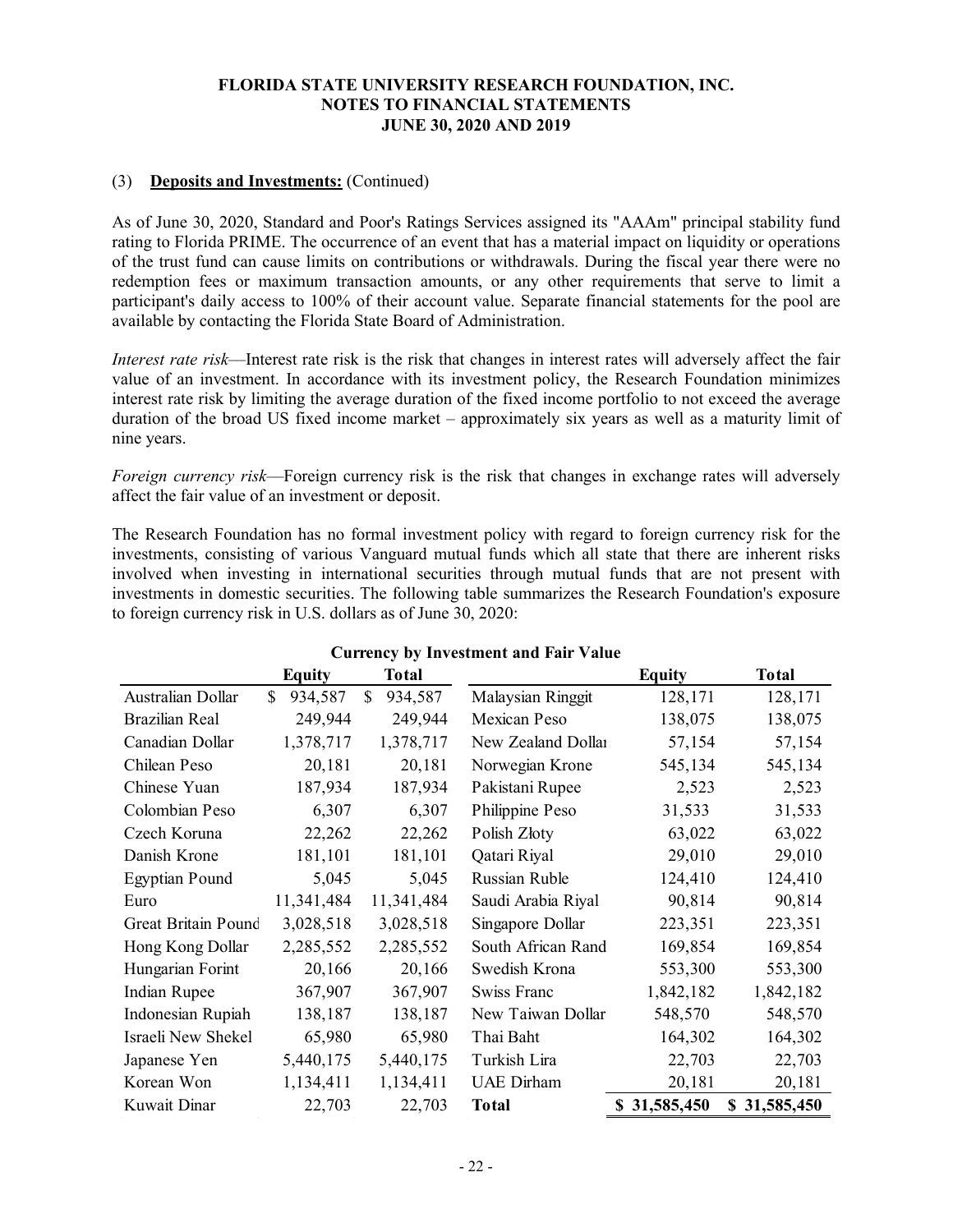**FLORIDA STATE UNIVERSITY RESEARCH FOUNDATION, INC.**
**NOTES TO FINANCIAL STATEMENTS**
**JUNE 30, 2020 AND 2019**

(3) **Deposits and Investments:** (Continued)

As of June 30, 2020, Standard and Poor's Ratings Services assigned its "AAAm" principal stability fund rating to Florida PRIME. The occurrence of an event that has a material impact on liquidity or operations of the trust fund can cause limits on contributions or withdrawals. During the fiscal year there were no redemption fees or maximum transaction amounts, or any other requirements that serve to limit a participant's daily access to 100% of their account value. Separate financial statements for the pool are available by contacting the Florida State Board of Administration.

*Interest rate risk*—Interest rate risk is the risk that changes in interest rates will adversely affect the fair value of an investment. In accordance with its investment policy, the Research Foundation minimizes interest rate risk by limiting the average duration of the fixed income portfolio to not exceed the average duration of the broad US fixed income market – approximately six years as well as a maturity limit of nine years.

*Foreign currency risk*—Foreign currency risk is the risk that changes in exchange rates will adversely affect the fair value of an investment or deposit.

The Research Foundation has no formal investment policy with regard to foreign currency risk for the investments, consisting of various Vanguard mutual funds which all state that there are inherent risks involved when investing in international securities through mutual funds that are not present with investments in domestic securities. The following table summarizes the Research Foundation's exposure to foreign currency risk in U.S. dollars as of June 30, 2020:

**Currency by Investment and Fair Value**

| | Equity | Total | | Equity | Total |
|---|---|---|---|---|---|
| Australian Dollar | $ 934,587 | $ 934,587 | Malaysian Ringgit | 128,171 | 128,171 |
| Brazilian Real | 249,944 | 249,944 | Mexican Peso | 138,075 | 138,075 |
| Canadian Dollar | 1,378,717 | 1,378,717 | New Zealand Dollar | 57,154 | 57,154 |
| Chilean Peso | 20,181 | 20,181 | Norwegian Krone | 545,134 | 545,134 |
| Chinese Yuan | 187,934 | 187,934 | Pakistani Rupee | 2,523 | 2,523 |
| Colombian Peso | 6,307 | 6,307 | Philippine Peso | 31,533 | 31,533 |
| Czech Koruna | 22,262 | 22,262 | Polish Złoty | 63,022 | 63,022 |
| Danish Krone | 181,101 | 181,101 | Qatari Riyal | 29,010 | 29,010 |
| Egyptian Pound | 5,045 | 5,045 | Russian Ruble | 124,410 | 124,410 |
| Euro | 11,341,484 | 11,341,484 | Saudi Arabia Riyal | 90,814 | 90,814 |
| Great Britain Pound | 3,028,518 | 3,028,518 | Singapore Dollar | 223,351 | 223,351 |
| Hong Kong Dollar | 2,285,552 | 2,285,552 | South African Rand | 169,854 | 169,854 |
| Hungarian Forint | 20,166 | 20,166 | Swedish Krona | 553,300 | 553,300 |
| Indian Rupee | 367,907 | 367,907 | Swiss Franc | 1,842,182 | 1,842,182 |
| Indonesian Rupiah | 138,187 | 138,187 | New Taiwan Dollar | 548,570 | 548,570 |
| Israeli New Shekel | 65,980 | 65,980 | Thai Baht | 164,302 | 164,302 |
| Japanese Yen | 5,440,175 | 5,440,175 | Turkish Lira | 22,703 | 22,703 |
| Korean Won | 1,134,411 | 1,134,411 | UAE Dirham | 20,181 | 20,181 |
| Kuwait Dinar | 22,703 | 22,703 | **Total** | **$ 31,585,450** | **$ 31,585,450** |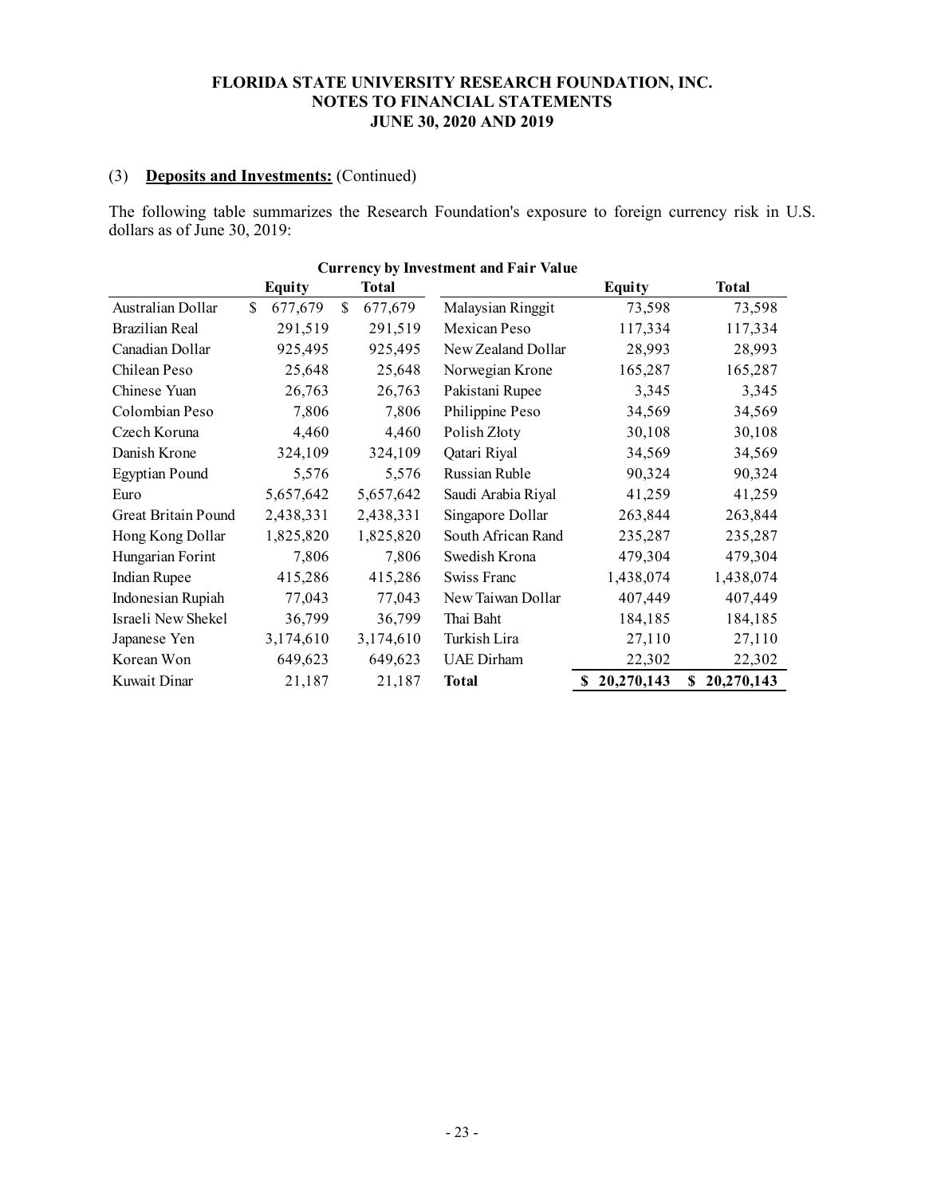FLORIDA STATE UNIVERSITY RESEARCH FOUNDATION, INC.
NOTES TO FINANCIAL STATEMENTS
JUNE 30, 2020 AND 2019

(3) **Deposits and Investments:** (Continued)

The following table summarizes the Research Foundation's exposure to foreign currency risk in U.S. dollars as of June 30, 2019:

**Currency by Investment and Fair Value**

| | Equity | Total | | Equity | Total |
|---|---|---|---|---|---|
| Australian Dollar | $ 677,679 | $ 677,679 | Malaysian Ringgit | 73,598 | 73,598 |
| Brazilian Real | 291,519 | 291,519 | Mexican Peso | 117,334 | 117,334 |
| Canadian Dollar | 925,495 | 925,495 | New Zealand Dollar | 28,993 | 28,993 |
| Chilean Peso | 25,648 | 25,648 | Norwegian Krone | 165,287 | 165,287 |
| Chinese Yuan | 26,763 | 26,763 | Pakistani Rupee | 3,345 | 3,345 |
| Colombian Peso | 7,806 | 7,806 | Philippine Peso | 34,569 | 34,569 |
| Czech Koruna | 4,460 | 4,460 | Polish Złoty | 30,108 | 30,108 |
| Danish Krone | 324,109 | 324,109 | Qatari Riyal | 34,569 | 34,569 |
| Egyptian Pound | 5,576 | 5,576 | Russian Ruble | 90,324 | 90,324 |
| Euro | 5,657,642 | 5,657,642 | Saudi Arabia Riyal | 41,259 | 41,259 |
| Great Britain Pound | 2,438,331 | 2,438,331 | Singapore Dollar | 263,844 | 263,844 |
| Hong Kong Dollar | 1,825,820 | 1,825,820 | South African Rand | 235,287 | 235,287 |
| Hungarian Forint | 7,806 | 7,806 | Swedish Krona | 479,304 | 479,304 |
| Indian Rupee | 415,286 | 415,286 | Swiss Franc | 1,438,074 | 1,438,074 |
| Indonesian Rupiah | 77,043 | 77,043 | New Taiwan Dollar | 407,449 | 407,449 |
| Israeli New Shekel | 36,799 | 36,799 | Thai Baht | 184,185 | 184,185 |
| Japanese Yen | 3,174,610 | 3,174,610 | Turkish Lira | 27,110 | 27,110 |
| Korean Won | 649,623 | 649,623 | UAE Dirham | 22,302 | 22,302 |
| Kuwait Dinar | 21,187 | 21,187 | **Total** | **$ 20,270,143** | **$ 20,270,143** |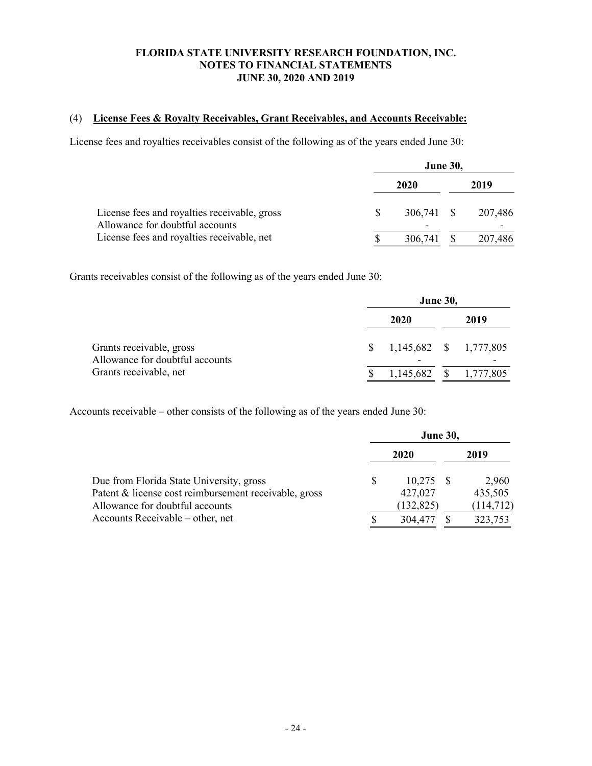# FLORIDA STATE UNIVERSITY RESEARCH FOUNDATION, INC.
## NOTES TO FINANCIAL STATEMENTS
## JUNE 30, 2020 AND 2019

### (4) License Fees & Royalty Receivables, Grant Receivables, and Accounts Receivable:

License fees and royalties receivables consist of the following as of the years ended June 30:

| | June 30, | |
|---|---|---|
| | 2020 | 2019 |
| License fees and royalties receivable, gross | $ 306,741 | $ 207,486 |
| Allowance for doubtful accounts | - | - |
| License fees and royalties receivable, net | $ 306,741 | $ 207,486 |

Grants receivables consist of the following as of the years ended June 30:

| | June 30, | |
|---|---|---|
| | 2020 | 2019 |
| Grants receivable, gross | $ 1,145,682 | $ 1,777,805 |
| Allowance for doubtful accounts | - | - |
| Grants receivable, net | $ 1,145,682 | $ 1,777,805 |

Accounts receivable – other consists of the following as of the years ended June 30:

| | June 30, | |
|---|---|---|
| | 2020 | 2019 |
| Due from Florida State University, gross | $ 10,275 | $ 2,960 |
| Patent & license cost reimbursement receivable, gross | 427,027 | 435,505 |
| Allowance for doubtful accounts | (132,825) | (114,712) |
| Accounts Receivable – other, net | $ 304,477 | $ 323,753 |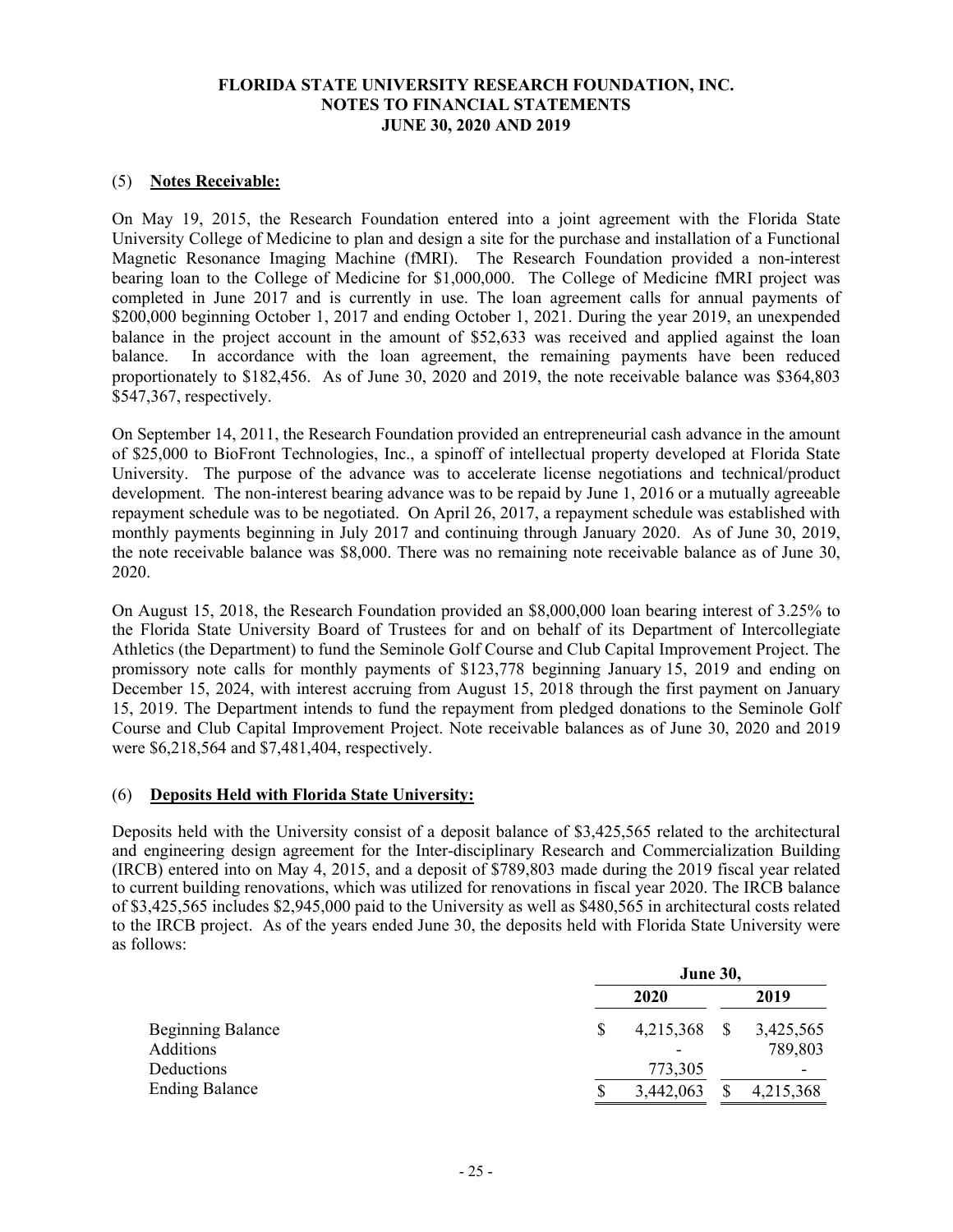**FLORIDA STATE UNIVERSITY RESEARCH FOUNDATION, INC.**
**NOTES TO FINANCIAL STATEMENTS**
**JUNE 30, 2020 AND 2019**

## (5) Notes Receivable:

On May 19, 2015, the Research Foundation entered into a joint agreement with the Florida State University College of Medicine to plan and design a site for the purchase and installation of a Functional Magnetic Resonance Imaging Machine (fMRI). The Research Foundation provided a non-interest bearing loan to the College of Medicine for $1,000,000. The College of Medicine fMRI project was completed in June 2017 and is currently in use. The loan agreement calls for annual payments of $200,000 beginning October 1, 2017 and ending October 1, 2021. During the year 2019, an unexpended balance in the project account in the amount of $52,633 was received and applied against the loan balance. In accordance with the loan agreement, the remaining payments have been reduced proportionately to $182,456. As of June 30, 2020 and 2019, the note receivable balance was $364,803 $547,367, respectively.

On September 14, 2011, the Research Foundation provided an entrepreneurial cash advance in the amount of $25,000 to BioFront Technologies, Inc., a spinoff of intellectual property developed at Florida State University. The purpose of the advance was to accelerate license negotiations and technical/product development. The non-interest bearing advance was to be repaid by June 1, 2016 or a mutually agreeable repayment schedule was to be negotiated. On April 26, 2017, a repayment schedule was established with monthly payments beginning in July 2017 and continuing through January 2020. As of June 30, 2019, the note receivable balance was $8,000. There was no remaining note receivable balance as of June 30, 2020.

On August 15, 2018, the Research Foundation provided an $8,000,000 loan bearing interest of 3.25% to the Florida State University Board of Trustees for and on behalf of its Department of Intercollegiate Athletics (the Department) to fund the Seminole Golf Course and Club Capital Improvement Project. The promissory note calls for monthly payments of $123,778 beginning January 15, 2019 and ending on December 15, 2024, with interest accruing from August 15, 2018 through the first payment on January 15, 2019. The Department intends to fund the repayment from pledged donations to the Seminole Golf Course and Club Capital Improvement Project. Note receivable balances as of June 30, 2020 and 2019 were $6,218,564 and $7,481,404, respectively.

## (6) Deposits Held with Florida State University:

Deposits held with the University consist of a deposit balance of $3,425,565 related to the architectural and engineering design agreement for the Inter-disciplinary Research and Commercialization Building (IRCB) entered into on May 4, 2015, and a deposit of $789,803 made during the 2019 fiscal year related to current building renovations, which was utilized for renovations in fiscal year 2020. The IRCB balance of $3,425,565 includes $2,945,000 paid to the University as well as $480,565 in architectural costs related to the IRCB project. As of the years ended June 30, the deposits held with Florida State University were as follows:

| | June 30, | |
|---|---|---|
| | 2020 | 2019 |
| Beginning Balance | $ 4,215,368 | $ 3,425,565 |
| Additions | - | 789,803 |
| Deductions | 773,305 | - |
| Ending Balance | $ 3,442,063 | $ 4,215,368 |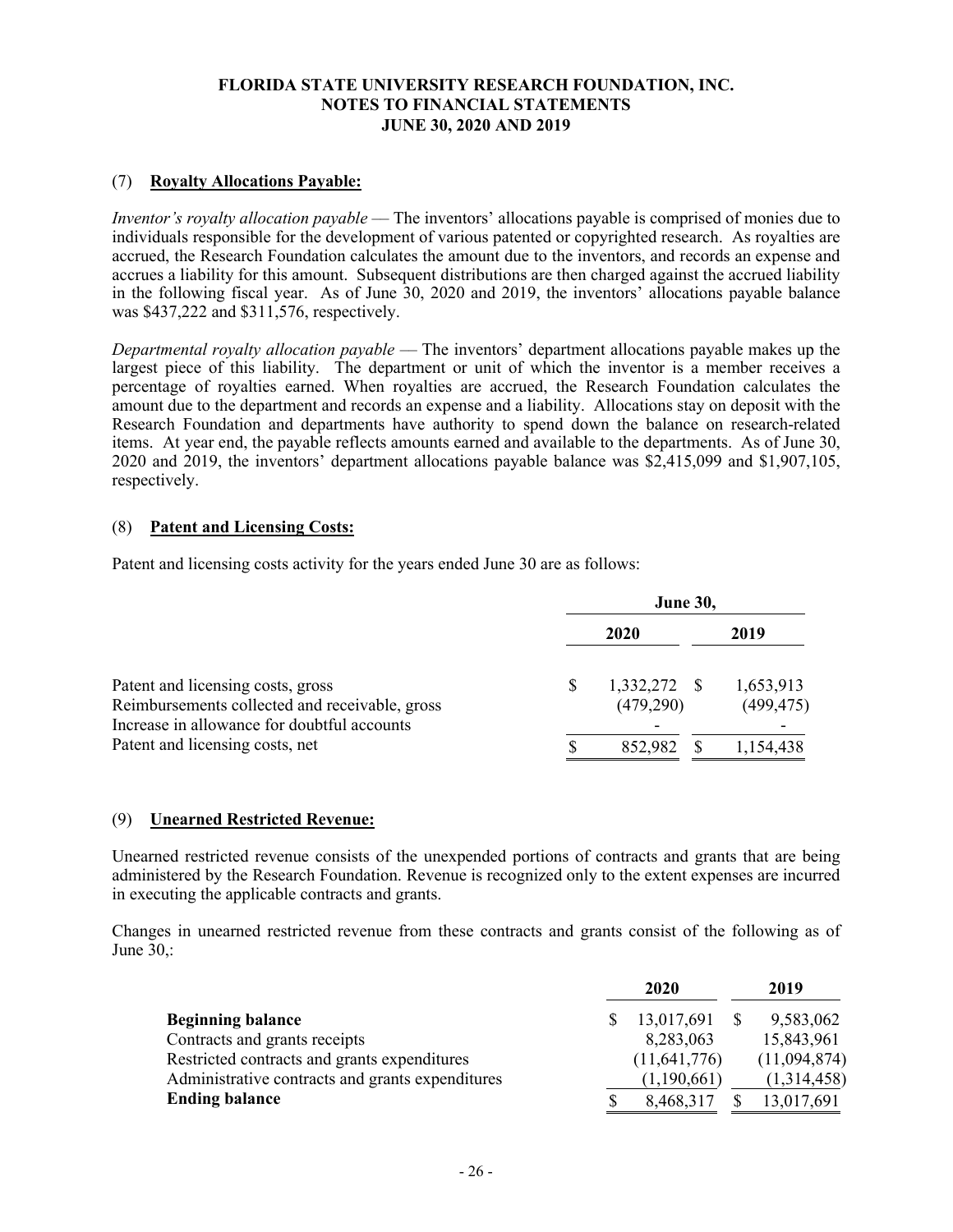# FLORIDA STATE UNIVERSITY RESEARCH FOUNDATION, INC.
## NOTES TO FINANCIAL STATEMENTS
## JUNE 30, 2020 AND 2019

### (7) Royalty Allocations Payable:

*Inventor's royalty allocation payable* — The inventors' allocations payable is comprised of monies due to individuals responsible for the development of various patented or copyrighted research. As royalties are accrued, the Research Foundation calculates the amount due to the inventors, and records an expense and accrues a liability for this amount. Subsequent distributions are then charged against the accrued liability in the following fiscal year. As of June 30, 2020 and 2019, the inventors' allocations payable balance was $437,222 and $311,576, respectively.

*Departmental royalty allocation payable* — The inventors' department allocations payable makes up the largest piece of this liability. The department or unit of which the inventor is a member receives a percentage of royalties earned. When royalties are accrued, the Research Foundation calculates the amount due to the department and records an expense and a liability. Allocations stay on deposit with the Research Foundation and departments have authority to spend down the balance on research-related items. At year end, the payable reflects amounts earned and available to the departments. As of June 30, 2020 and 2019, the inventors' department allocations payable balance was $2,415,099 and $1,907,105, respectively.

### (8) Patent and Licensing Costs:

Patent and licensing costs activity for the years ended June 30 are as follows:

| | June 30, | |
|---|---|---|
| | 2020 | 2019 |
| Patent and licensing costs, gross | $ 1,332,272 | $ 1,653,913 |
| Reimbursements collected and receivable, gross | (479,290) | (499,475) |
| Increase in allowance for doubtful accounts | - | - |
| Patent and licensing costs, net | $ 852,982 | $ 1,154,438 |

### (9) Unearned Restricted Revenue:

Unearned restricted revenue consists of the unexpended portions of contracts and grants that are being administered by the Research Foundation. Revenue is recognized only to the extent expenses are incurred in executing the applicable contracts and grants.

Changes in unearned restricted revenue from these contracts and grants consist of the following as of June 30,:

| | 2020 | 2019 |
|---|---|---|
| **Beginning balance** | $ 13,017,691 | $ 9,583,062 |
| Contracts and grants receipts | 8,283,063 | 15,843,961 |
| Restricted contracts and grants expenditures | (11,641,776) | (11,094,874) |
| Administrative contracts and grants expenditures | (1,190,661) | (1,314,458) |
| **Ending balance** | $ 8,468,317 | $ 13,017,691 |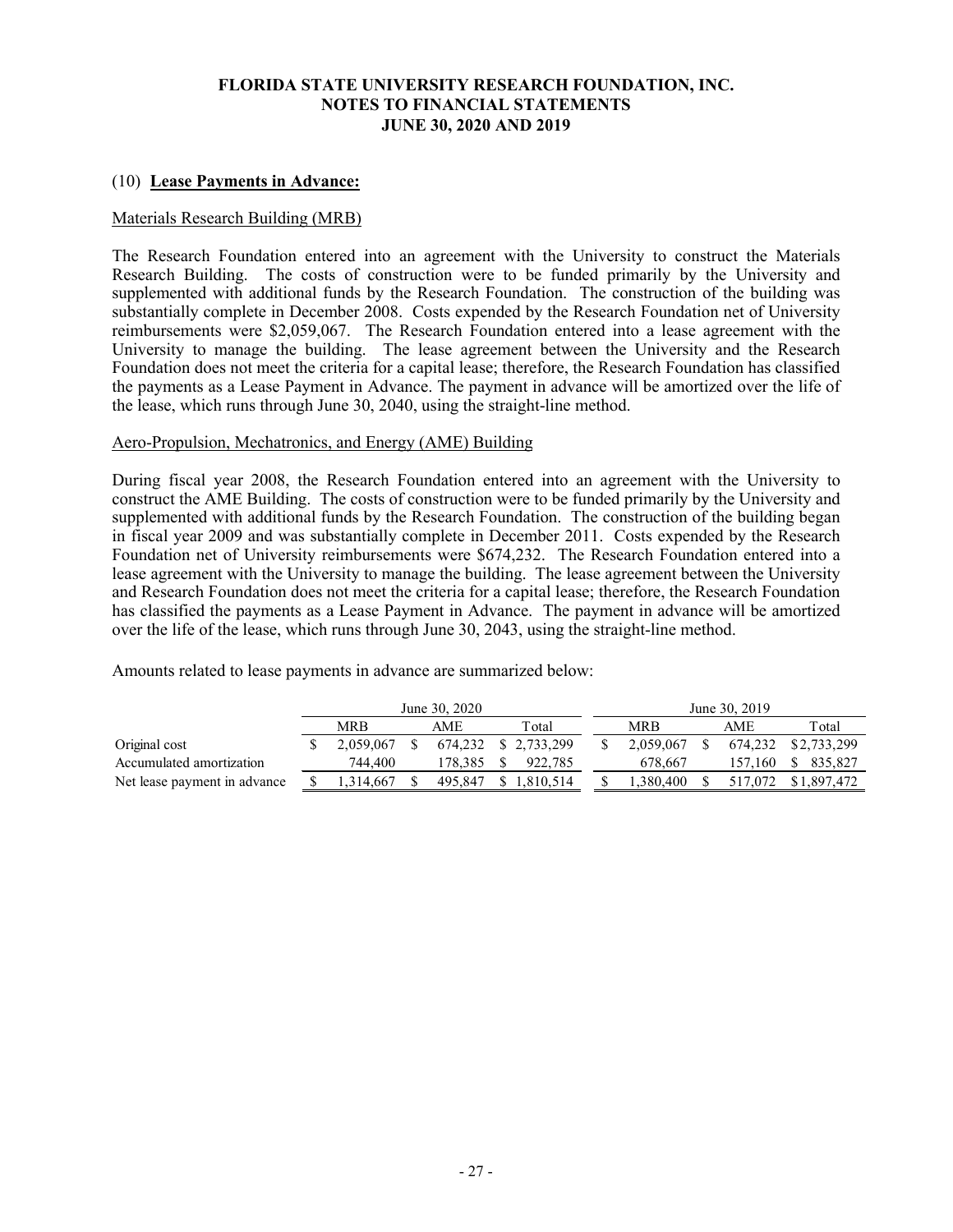## (10) **Lease Payments in Advance:**

### Materials Research Building (MRB)

The Research Foundation entered into an agreement with the University to construct the Materials Research Building. The costs of construction were to be funded primarily by the University and supplemented with additional funds by the Research Foundation. The construction of the building was substantially complete in December 2008. Costs expended by the Research Foundation net of University reimbursements were $2,059,067. The Research Foundation entered into a lease agreement with the University to manage the building. The lease agreement between the University and the Research Foundation does not meet the criteria for a capital lease; therefore, the Research Foundation has classified the payments as a Lease Payment in Advance. The payment in advance will be amortized over the life of the lease, which runs through June 30, 2040, using the straight-line method.

### Aero-Propulsion, Mechatronics, and Energy (AME) Building

During fiscal year 2008, the Research Foundation entered into an agreement with the University to construct the AME Building. The costs of construction were to be funded primarily by the University and supplemented with additional funds by the Research Foundation. The construction of the building began in fiscal year 2009 and was substantially complete in December 2011. Costs expended by the Research Foundation net of University reimbursements were $674,232. The Research Foundation entered into a lease agreement with the University to manage the building. The lease agreement between the University and Research Foundation does not meet the criteria for a capital lease; therefore, the Research Foundation has classified the payments as a Lease Payment in Advance. The payment in advance will be amortized over the life of the lease, which runs through June 30, 2043, using the straight-line method.

Amounts related to lease payments in advance are summarized below:

| | June 30, 2020 | | | June 30, 2019 | | |
|---|---|---|---|---|---|---|
| | MRB | AME | Total | MRB | AME | Total |
| Original cost | $ 2,059,067 | $ 674,232 | $ 2,733,299 | $ 2,059,067 | $ 674,232 | $ 2,733,299 |
| Accumulated amortization | 744,400 | 178,385 | $ 922,785 | 678,667 | 157,160 | $ 835,827 |
| Net lease payment in advance | $ 1,314,667 | $ 495,847 | $ 1,810,514 | $ 1,380,400 | $ 517,072 | $ 1,897,472 |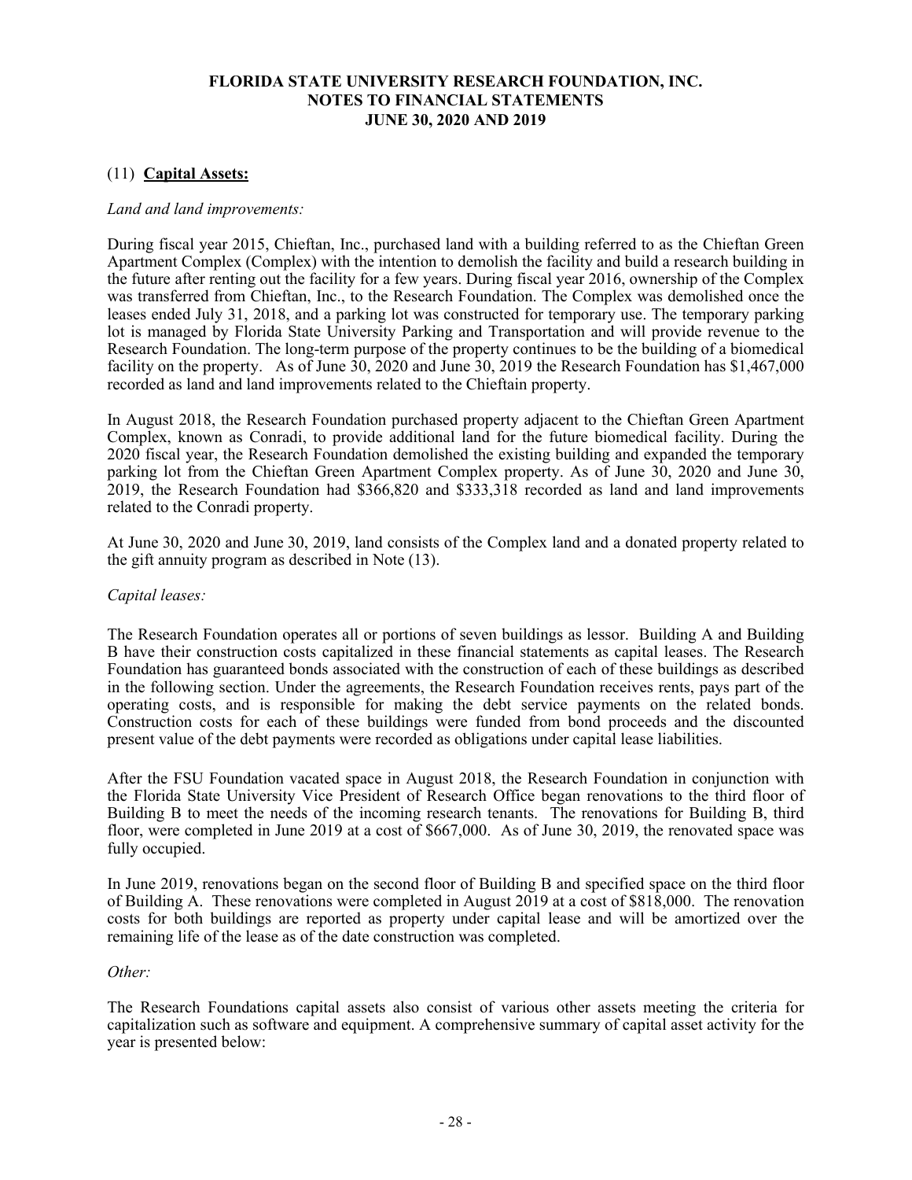# FLORIDA STATE UNIVERSITY RESEARCH FOUNDATION, INC.
## NOTES TO FINANCIAL STATEMENTS
## JUNE 30, 2020 AND 2019

### (11) **Capital Assets:**

*Land and land improvements:*

During fiscal year 2015, Chieftan, Inc., purchased land with a building referred to as the Chieftan Green Apartment Complex (Complex) with the intention to demolish the facility and build a research building in the future after renting out the facility for a few years. During fiscal year 2016, ownership of the Complex was transferred from Chieftan, Inc., to the Research Foundation. The Complex was demolished once the leases ended July 31, 2018, and a parking lot was constructed for temporary use. The temporary parking lot is managed by Florida State University Parking and Transportation and will provide revenue to the Research Foundation. The long-term purpose of the property continues to be the building of a biomedical facility on the property. As of June 30, 2020 and June 30, 2019 the Research Foundation has $1,467,000 recorded as land and land improvements related to the Chieftain property.

In August 2018, the Research Foundation purchased property adjacent to the Chieftan Green Apartment Complex, known as Conradi, to provide additional land for the future biomedical facility. During the 2020 fiscal year, the Research Foundation demolished the existing building and expanded the temporary parking lot from the Chieftan Green Apartment Complex property. As of June 30, 2020 and June 30, 2019, the Research Foundation had $366,820 and $333,318 recorded as land and land improvements related to the Conradi property.

At June 30, 2020 and June 30, 2019, land consists of the Complex land and a donated property related to the gift annuity program as described in Note (13).

*Capital leases:*

The Research Foundation operates all or portions of seven buildings as lessor. Building A and Building B have their construction costs capitalized in these financial statements as capital leases. The Research Foundation has guaranteed bonds associated with the construction of each of these buildings as described in the following section. Under the agreements, the Research Foundation receives rents, pays part of the operating costs, and is responsible for making the debt service payments on the related bonds. Construction costs for each of these buildings were funded from bond proceeds and the discounted present value of the debt payments were recorded as obligations under capital lease liabilities.

After the FSU Foundation vacated space in August 2018, the Research Foundation in conjunction with the Florida State University Vice President of Research Office began renovations to the third floor of Building B to meet the needs of the incoming research tenants. The renovations for Building B, third floor, were completed in June 2019 at a cost of $667,000. As of June 30, 2019, the renovated space was fully occupied.

In June 2019, renovations began on the second floor of Building B and specified space on the third floor of Building A. These renovations were completed in August 2019 at a cost of $818,000. The renovation costs for both buildings are reported as property under capital lease and will be amortized over the remaining life of the lease as of the date construction was completed.

*Other:*

The Research Foundations capital assets also consist of various other assets meeting the criteria for capitalization such as software and equipment. A comprehensive summary of capital asset activity for the year is presented below: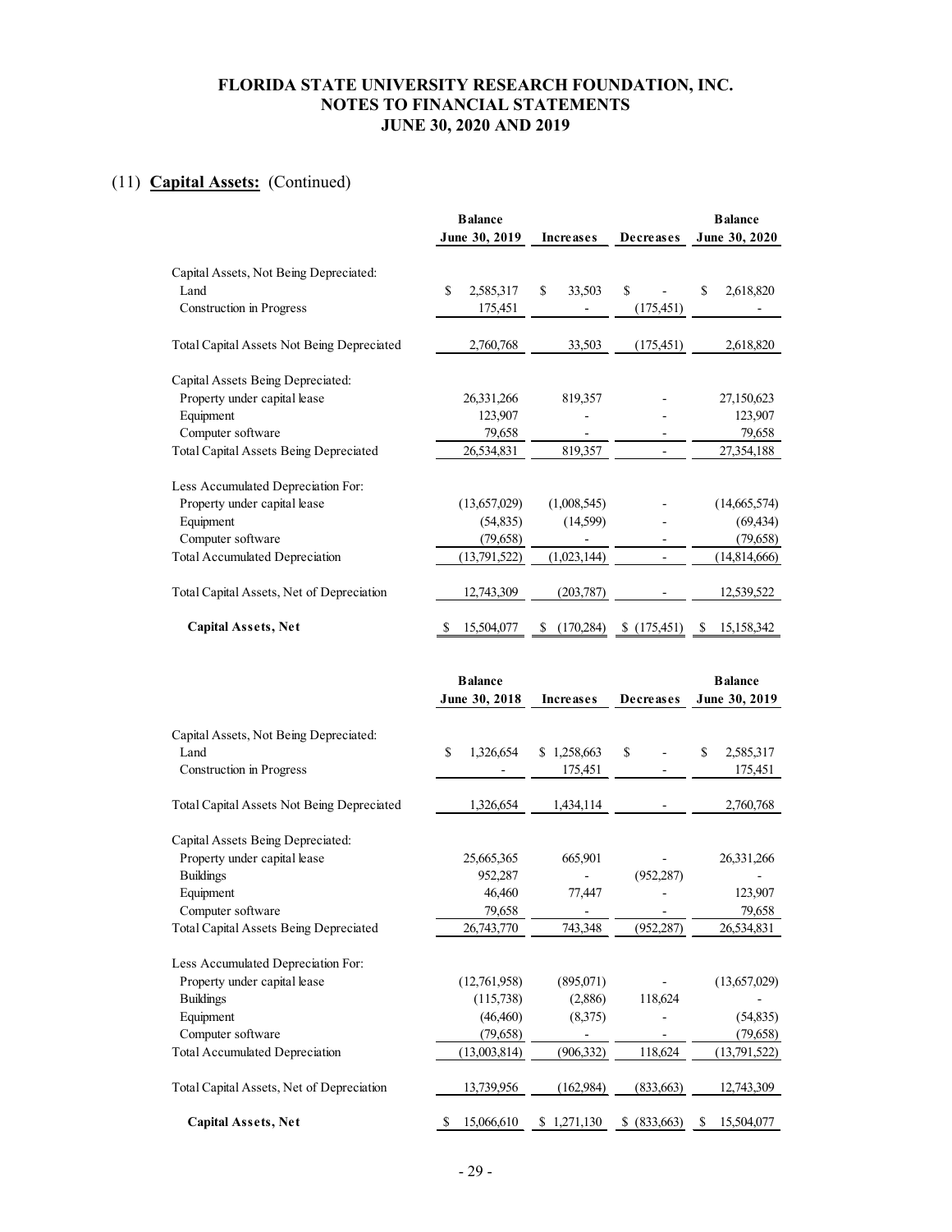# FLORIDA STATE UNIVERSITY RESEARCH FOUNDATION, INC.
## NOTES TO FINANCIAL STATEMENTS
## JUNE 30, 2020 AND 2019

### (11) **Capital Assets:** (Continued)

| | Balance June 30, 2019 | Increases | Decreases | Balance June 30, 2020 |
|---|---|---|---|---|
| Capital Assets, Not Being Depreciated: | | | | |
| Land | $ 2,585,317 | $ 33,503 | $ - | $ 2,618,820 |
| Construction in Progress | 175,451 | - | (175,451) | - |
| Total Capital Assets Not Being Depreciated | 2,760,768 | 33,503 | (175,451) | 2,618,820 |
| Capital Assets Being Depreciated: | | | | |
| Property under capital lease | 26,331,266 | 819,357 | - | 27,150,623 |
| Equipment | 123,907 | - | - | 123,907 |
| Computer software | 79,658 | - | - | 79,658 |
| Total Capital Assets Being Depreciated | 26,534,831 | 819,357 | - | 27,354,188 |
| Less Accumulated Depreciation For: | | | | |
| Property under capital lease | (13,657,029) | (1,008,545) | - | (14,665,574) |
| Equipment | (54,835) | (14,599) | - | (69,434) |
| Computer software | (79,658) | - | - | (79,658) |
| Total Accumulated Depreciation | (13,791,522) | (1,023,144) | - | (14,814,666) |
| Total Capital Assets, Net of Depreciation | 12,743,309 | (203,787) | - | 12,539,522 |
| **Capital Assets, Net** | $ 15,504,077 | $ (170,284) | $ (175,451) | $ 15,158,342 |

| | Balance June 30, 2018 | Increases | Decreases | Balance June 30, 2019 |
|---|---|---|---|---|
| Capital Assets, Not Being Depreciated: | | | | |
| Land | $ 1,326,654 | $ 1,258,663 | $ - | $ 2,585,317 |
| Construction in Progress | - | 175,451 | - | 175,451 |
| Total Capital Assets Not Being Depreciated | 1,326,654 | 1,434,114 | - | 2,760,768 |
| Capital Assets Being Depreciated: | | | | |
| Property under capital lease | 25,665,365 | 665,901 | - | 26,331,266 |
| Buildings | 952,287 | - | (952,287) | - |
| Equipment | 46,460 | 77,447 | - | 123,907 |
| Computer software | 79,658 | - | - | 79,658 |
| Total Capital Assets Being Depreciated | 26,743,770 | 743,348 | (952,287) | 26,534,831 |
| Less Accumulated Depreciation For: | | | | |
| Property under capital lease | (12,761,958) | (895,071) | - | (13,657,029) |
| Buildings | (115,738) | (2,886) | 118,624 | - |
| Equipment | (46,460) | (8,375) | - | (54,835) |
| Computer software | (79,658) | - | - | (79,658) |
| Total Accumulated Depreciation | (13,003,814) | (906,332) | 118,624 | (13,791,522) |
| Total Capital Assets, Net of Depreciation | 13,739,956 | (162,984) | (833,663) | 12,743,309 |
| **Capital Assets, Net** | $ 15,066,610 | $ 1,271,130 | $ (833,663) | $ 15,504,077 |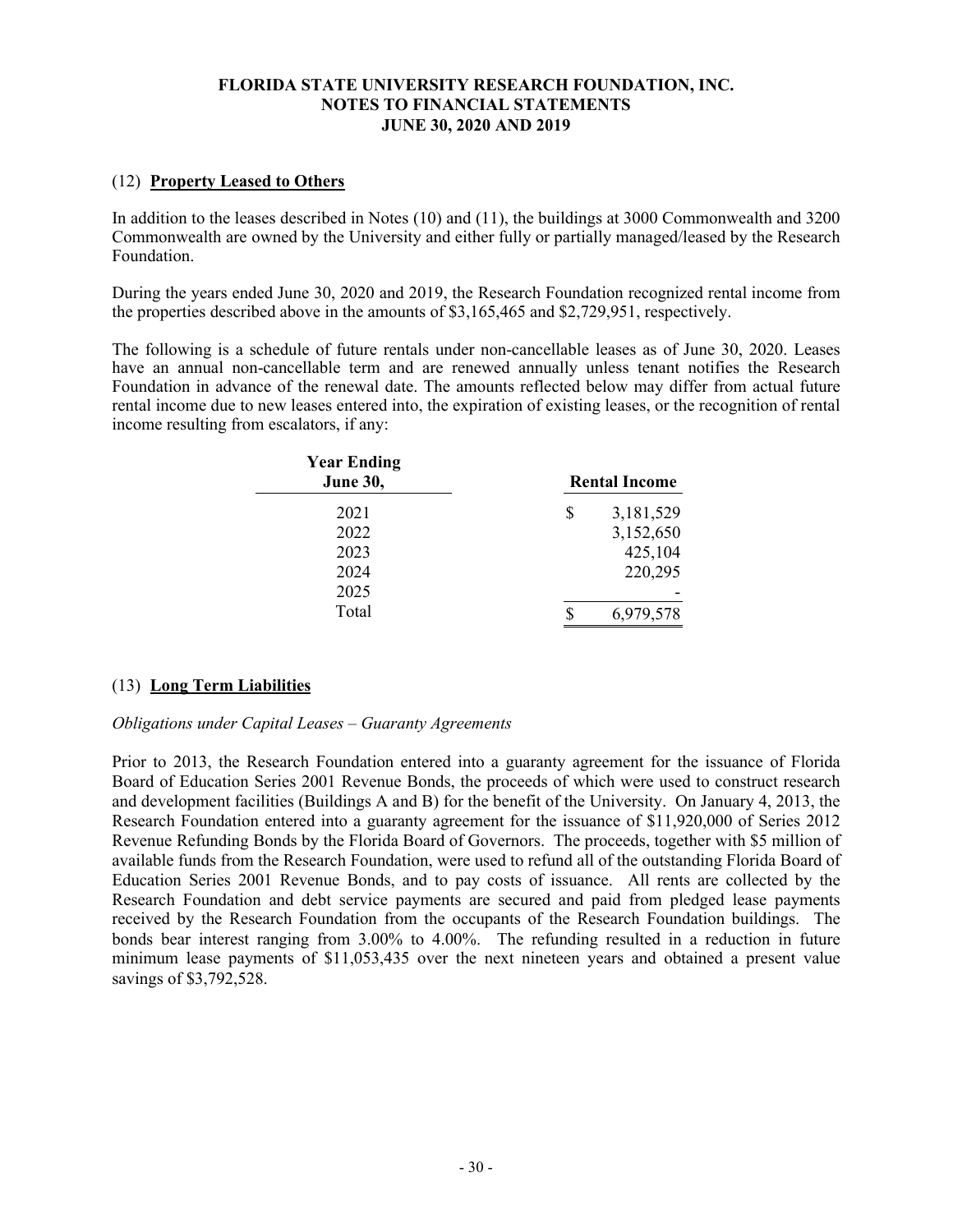## (12) **Property Leased to Others**

In addition to the leases described in Notes (10) and (11), the buildings at 3000 Commonwealth and 3200 Commonwealth are owned by the University and either fully or partially managed/leased by the Research Foundation.

During the years ended June 30, 2020 and 2019, the Research Foundation recognized rental income from the properties described above in the amounts of $3,165,465 and $2,729,951, respectively.

The following is a schedule of future rentals under non-cancellable leases as of June 30, 2020. Leases have an annual non-cancellable term and are renewed annually unless tenant notifies the Research Foundation in advance of the renewal date. The amounts reflected below may differ from actual future rental income due to new leases entered into, the expiration of existing leases, or the recognition of rental income resulting from escalators, if any:

| Year Ending June 30, | Rental Income |
|---|---|
| 2021 | $ 3,181,529 |
| 2022 | 3,152,650 |
| 2023 | 425,104 |
| 2024 | 220,295 |
| 2025 | - |
| Total | $ 6,979,578 |

## (13) **Long Term Liabilities**

*Obligations under Capital Leases – Guaranty Agreements*

Prior to 2013, the Research Foundation entered into a guaranty agreement for the issuance of Florida Board of Education Series 2001 Revenue Bonds, the proceeds of which were used to construct research and development facilities (Buildings A and B) for the benefit of the University. On January 4, 2013, the Research Foundation entered into a guaranty agreement for the issuance of $11,920,000 of Series 2012 Revenue Refunding Bonds by the Florida Board of Governors. The proceeds, together with $5 million of available funds from the Research Foundation, were used to refund all of the outstanding Florida Board of Education Series 2001 Revenue Bonds, and to pay costs of issuance. All rents are collected by the Research Foundation and debt service payments are secured and paid from pledged lease payments received by the Research Foundation from the occupants of the Research Foundation buildings. The bonds bear interest ranging from 3.00% to 4.00%. The refunding resulted in a reduction in future minimum lease payments of $11,053,435 over the next nineteen years and obtained a present value savings of $3,792,528.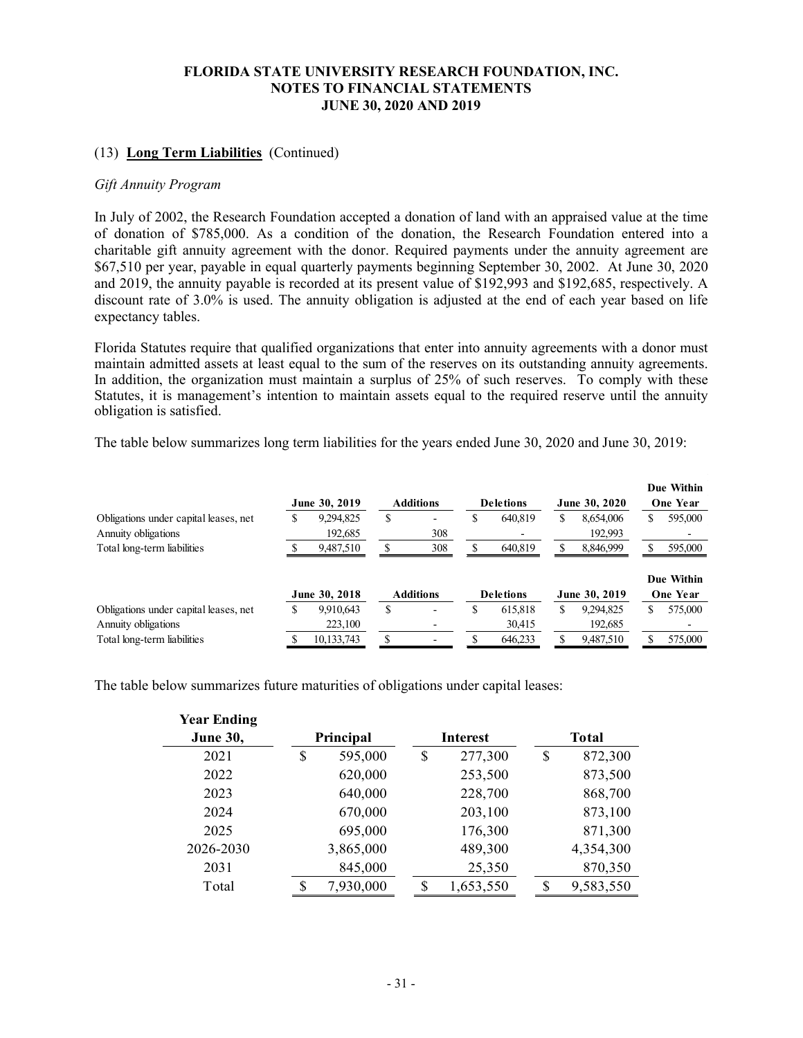**FLORIDA STATE UNIVERSITY RESEARCH FOUNDATION, INC.**
**NOTES TO FINANCIAL STATEMENTS**
**JUNE 30, 2020 AND 2019**

(13) **Long Term Liabilities** (Continued)

*Gift Annuity Program*

In July of 2002, the Research Foundation accepted a donation of land with an appraised value at the time of donation of $785,000. As a condition of the donation, the Research Foundation entered into a charitable gift annuity agreement with the donor. Required payments under the annuity agreement are $67,510 per year, payable in equal quarterly payments beginning September 30, 2002. At June 30, 2020 and 2019, the annuity payable is recorded at its present value of $192,993 and $192,685, respectively. A discount rate of 3.0% is used. The annuity obligation is adjusted at the end of each year based on life expectancy tables.

Florida Statutes require that qualified organizations that enter into annuity agreements with a donor must maintain admitted assets at least equal to the sum of the reserves on its outstanding annuity agreements. In addition, the organization must maintain a surplus of 25% of such reserves. To comply with these Statutes, it is management's intention to maintain assets equal to the required reserve until the annuity obligation is satisfied.

The table below summarizes long term liabilities for the years ended June 30, 2020 and June 30, 2019:

| | June 30, 2019 | Additions | Deletions | June 30, 2020 | Due Within One Year |
|---|---|---|---|---|---|
| Obligations under capital leases, net | $ 9,294,825 | $ - | $ 640,819 | $ 8,654,006 | $ 595,000 |
| Annuity obligations | 192,685 | 308 | - | 192,993 | - |
| Total long-term liabilities | $ 9,487,510 | $ 308 | $ 640,819 | $ 8,846,999 | $ 595,000 |

| | June 30, 2018 | Additions | Deletions | June 30, 2019 | Due Within One Year |
|---|---|---|---|---|---|
| Obligations under capital leases, net | $ 9,910,643 | $ - | $ 615,818 | $ 9,294,825 | $ 575,000 |
| Annuity obligations | 223,100 | - | 30,415 | 192,685 | - |
| Total long-term liabilities | $ 10,133,743 | $ - | $ 646,233 | $ 9,487,510 | $ 575,000 |

The table below summarizes future maturities of obligations under capital leases:

| Year Ending June 30, | Principal | Interest | Total |
|---|---|---|---|
| 2021 | $ 595,000 | $ 277,300 | $ 872,300 |
| 2022 | 620,000 | 253,500 | 873,500 |
| 2023 | 640,000 | 228,700 | 868,700 |
| 2024 | 670,000 | 203,100 | 873,100 |
| 2025 | 695,000 | 176,300 | 871,300 |
| 2026-2030 | 3,865,000 | 489,300 | 4,354,300 |
| 2031 | 845,000 | 25,350 | 870,350 |
| Total | $ 7,930,000 | $ 1,653,550 | $ 9,583,550 |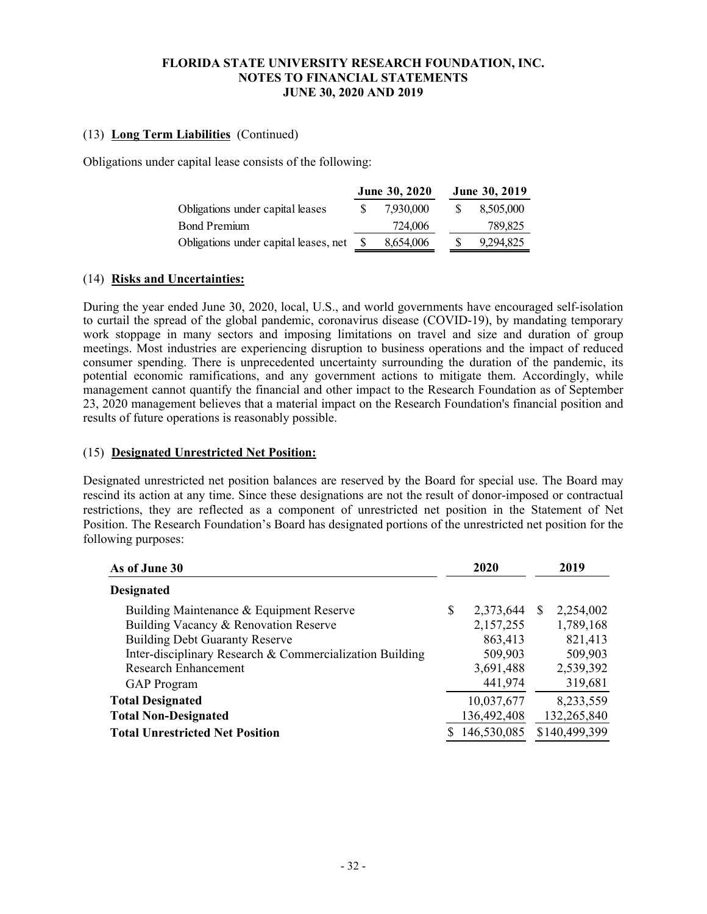### (13) **Long Term Liabilities** (Continued)

Obligations under capital lease consists of the following:

| | June 30, 2020 | June 30, 2019 |
|---|---|---|
| Obligations under capital leases | $ 7,930,000 | $ 8,505,000 |
| Bond Premium | 724,006 | 789,825 |
| Obligations under capital leases, net | $ 8,654,006 | $ 9,294,825 |

### (14) **Risks and Uncertainties:**

During the year ended June 30, 2020, local, U.S., and world governments have encouraged self-isolation to curtail the spread of the global pandemic, coronavirus disease (COVID-19), by mandating temporary work stoppage in many sectors and imposing limitations on travel and size and duration of group meetings. Most industries are experiencing disruption to business operations and the impact of reduced consumer spending. There is unprecedented uncertainty surrounding the duration of the pandemic, its potential economic ramifications, and any government actions to mitigate them. Accordingly, while management cannot quantify the financial and other impact to the Research Foundation as of September 23, 2020 management believes that a material impact on the Research Foundation's financial position and results of future operations is reasonably possible.

### (15) **Designated Unrestricted Net Position:**

Designated unrestricted net position balances are reserved by the Board for special use. The Board may rescind its action at any time. Since these designations are not the result of donor-imposed or contractual restrictions, they are reflected as a component of unrestricted net position in the Statement of Net Position. The Research Foundation's Board has designated portions of the unrestricted net position for the following purposes:

| As of June 30 | 2020 | 2019 |
|---|---|---|
| **Designated** | | |
| Building Maintenance & Equipment Reserve | $ 2,373,644 | $ 2,254,002 |
| Building Vacancy & Renovation Reserve | 2,157,255 | 1,789,168 |
| Building Debt Guaranty Reserve | 863,413 | 821,413 |
| Inter-disciplinary Research & Commercialization Building | 509,903 | 509,903 |
| Research Enhancement | 3,691,488 | 2,539,392 |
| GAP Program | 441,974 | 319,681 |
| **Total Designated** | 10,037,677 | 8,233,559 |
| **Total Non-Designated** | 136,492,408 | 132,265,840 |
| **Total Unrestricted Net Position** | $ 146,530,085 | $140,499,399 |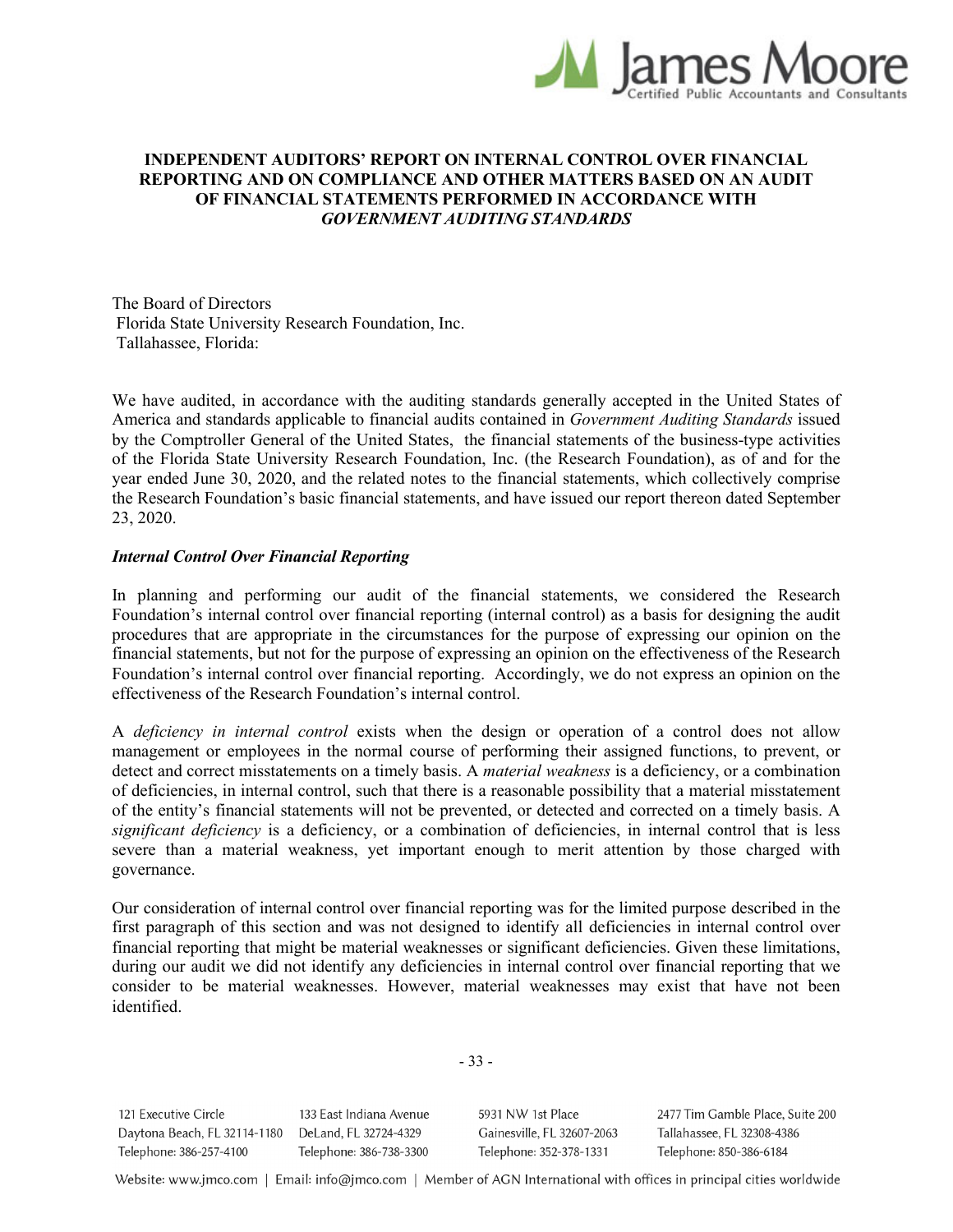# INDEPENDENT AUDITORS' REPORT ON INTERNAL CONTROL OVER FINANCIAL REPORTING AND ON COMPLIANCE AND OTHER MATTERS BASED ON AN AUDIT OF FINANCIAL STATEMENTS PERFORMED IN ACCORDANCE WITH *GOVERNMENT AUDITING STANDARDS*

The Board of Directors
Florida State University Research Foundation, Inc.
Tallahassee, Florida:

We have audited, in accordance with the auditing standards generally accepted in the United States of America and standards applicable to financial audits contained in *Government Auditing Standards* issued by the Comptroller General of the United States, the financial statements of the business-type activities of the Florida State University Research Foundation, Inc. (the Research Foundation), as of and for the year ended June 30, 2020, and the related notes to the financial statements, which collectively comprise the Research Foundation's basic financial statements, and have issued our report thereon dated September 23, 2020.

***Internal Control Over Financial Reporting***

In planning and performing our audit of the financial statements, we considered the Research Foundation's internal control over financial reporting (internal control) as a basis for designing the audit procedures that are appropriate in the circumstances for the purpose of expressing our opinion on the financial statements, but not for the purpose of expressing an opinion on the effectiveness of the Research Foundation's internal control over financial reporting. Accordingly, we do not express an opinion on the effectiveness of the Research Foundation's internal control.

A *deficiency in internal control* exists when the design or operation of a control does not allow management or employees in the normal course of performing their assigned functions, to prevent, or detect and correct misstatements on a timely basis. A *material weakness* is a deficiency, or a combination of deficiencies, in internal control, such that there is a reasonable possibility that a material misstatement of the entity's financial statements will not be prevented, or detected and corrected on a timely basis. A *significant deficiency* is a deficiency, or a combination of deficiencies, in internal control that is less severe than a material weakness, yet important enough to merit attention by those charged with governance.

Our consideration of internal control over financial reporting was for the limited purpose described in the first paragraph of this section and was not designed to identify all deficiencies in internal control over financial reporting that might be material weaknesses or significant deficiencies. Given these limitations, during our audit we did not identify any deficiencies in internal control over financial reporting that we consider to be material weaknesses. However, material weaknesses may exist that have not been identified.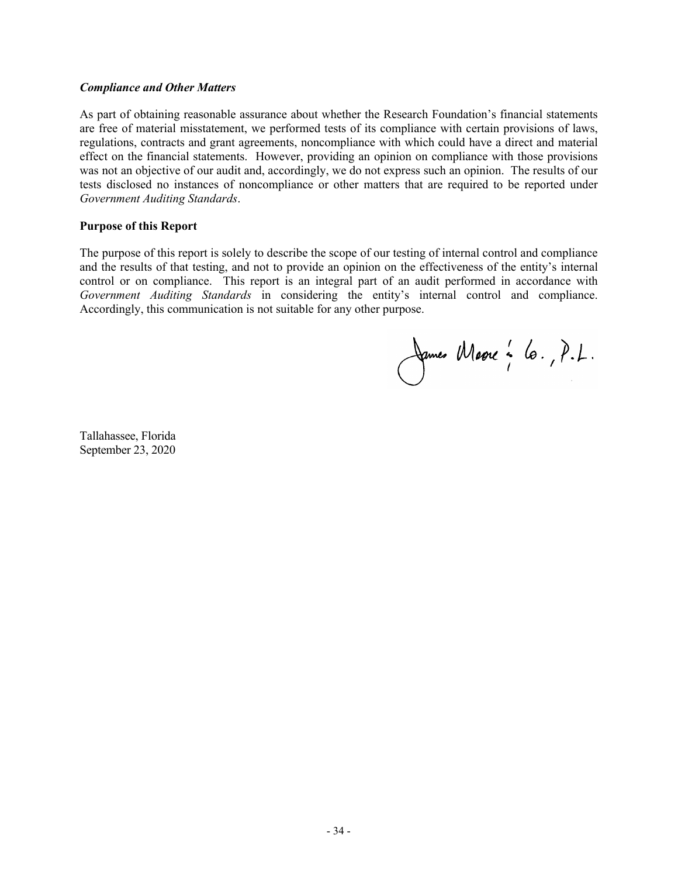***Compliance and Other Matters***

As part of obtaining reasonable assurance about whether the Research Foundation's financial statements are free of material misstatement, we performed tests of its compliance with certain provisions of laws, regulations, contracts and grant agreements, noncompliance with which could have a direct and material effect on the financial statements. However, providing an opinion on compliance with those provisions was not an objective of our audit and, accordingly, we do not express such an opinion. The results of our tests disclosed no instances of noncompliance or other matters that are required to be reported under *Government Auditing Standards*.

**Purpose of this Report**

The purpose of this report is solely to describe the scope of our testing of internal control and compliance and the results of that testing, and not to provide an opinion on the effectiveness of the entity's internal control or on compliance. This report is an integral part of an audit performed in accordance with *Government Auditing Standards* in considering the entity's internal control and compliance. Accordingly, this communication is not suitable for any other purpose.

James Moore & Co., P.L.

Tallahassee, Florida
September 23, 2020